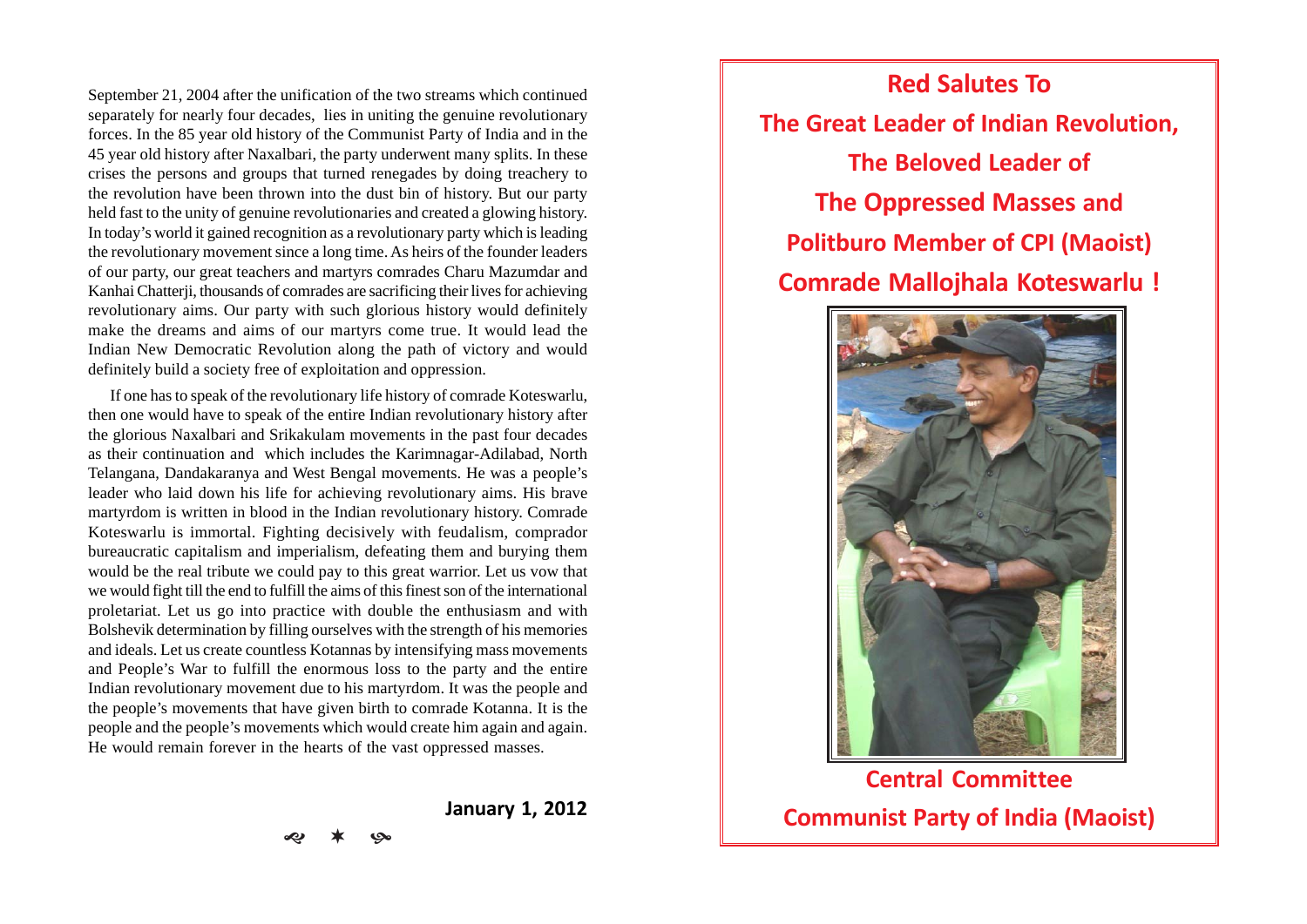September 21, 2004 after the unification of the two streams which continued separately for nearly four decades, lies in uniting the genuine revolutionary forces. In the 85 year old history of the Communist Party of India and in the 45 year old history after Naxalbari, the party underwent many splits. In these crises the persons and groups that turned renegades by doing treachery to the revolution have been thrown into the dust bin of history. But our party held fast to the unity of genuine revolutionaries and created a glowing history. In today's world it gained recognition as a revolutionary party which is leading the revolutionary movement since a long time. As heirs of the founder leaders of our party, our great teachers and martyrs comrades Charu Mazumdar and Kanhai Chatterji, thousands of comrades are sacrificing their lives for achieving revolutionary aims. Our party with such glorious history would definitely make the dreams and aims of our martyrs come true. It would lead the Indian New Democratic Revolution along the path of victory and would definitely build a society free of exploitation and oppression.

If one has to speak of the revolutionary life history of comrade Koteswarlu, then one would have to speak of the entire Indian revolutionary history after the glorious Naxalbari and Srikakulam movements in the past four decades as their continuation and which includes the Karimnagar-Adilabad, North Telangana, Dandakaranya and West Bengal movements. He was a people's leader who laid down his life for achieving revolutionary aims. His brave martyrdom is written in blood in the Indian revolutionary history. Comrade Koteswarlu is immortal. Fighting decisively with feudalism, comprador bureaucratic capitalism and imperialism, defeating them and burying them would be the real tribute we could pay to this great warrior. Let us vow that we would fight till the end to fulfill the aims of this finest son of the international proletariat. Let us go into practice with double the enthusiasm and with Bolshevik determination by filling ourselves with the strength of his memories and ideals. Let us create countless Kotannas by intensifying mass movements and People's War to fulfill the enormous loss to the party and the entire Indian revolutionary movement due to his martyrdom. It was the people and the people's movements that have given birth to comrade Kotanna. It is the people and the people's movements which would create him again and again. He would remain forever in the hearts of the vast oppressed masses.

**January 1, 2012**

✶

# Red Salutes To The Great Leader of Indian Revolution, The Beloved Leader of The Oppressed Masses and Politburo Member of CPI (Maoist) Comrade Mallojhala Koteswarlu !

**Central Committee**
**Communist Party of India (Maoist)**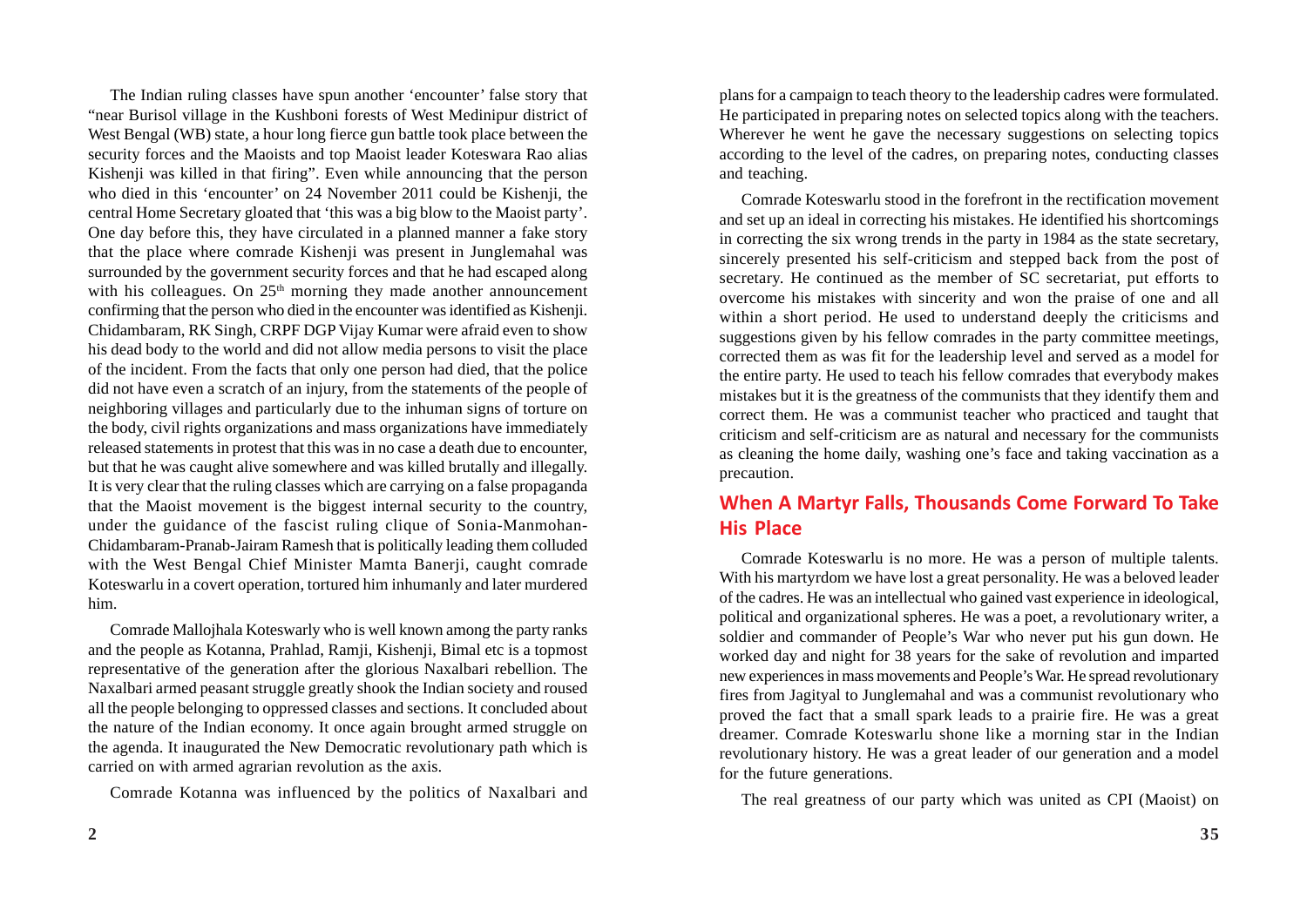The Indian ruling classes have spun another 'encounter' false story that "near Burisol village in the Kushboni forests of West Medinipur district of West Bengal (WB) state, a hour long fierce gun battle took place between the security forces and the Maoists and top Maoist leader Koteswara Rao alias Kishenji was killed in that firing". Even while announcing that the person who died in this 'encounter' on 24 November 2011 could be Kishenji, the central Home Secretary gloated that 'this was a big blow to the Maoist party'. One day before this, they have circulated in a planned manner a fake story that the place where comrade Kishenji was present in Junglemahal was surrounded by the government security forces and that he had escaped along with his colleagues. On 25th morning they made another announcement confirming that the person who died in the encounter was identified as Kishenji. Chidambaram, RK Singh, CRPF DGP Vijay Kumar were afraid even to show his dead body to the world and did not allow media persons to visit the place of the incident. From the facts that only one person had died, that the police did not have even a scratch of an injury, from the statements of the people of neighboring villages and particularly due to the inhuman signs of torture on the body, civil rights organizations and mass organizations have immediately released statements in protest that this was in no case a death due to encounter, but that he was caught alive somewhere and was killed brutally and illegally. It is very clear that the ruling classes which are carrying on a false propaganda that the Maoist movement is the biggest internal security to the country, under the guidance of the fascist ruling clique of Sonia-Manmohan-Chidambaram-Pranab-Jairam Ramesh that is politically leading them colluded with the West Bengal Chief Minister Mamta Banerji, caught comrade Koteswarlu in a covert operation, tortured him inhumanly and later murdered him.

Comrade Mallojhala Koteswarly who is well known among the party ranks and the people as Kotanna, Prahlad, Ramji, Kishenji, Bimal etc is a topmost representative of the generation after the glorious Naxalbari rebellion. The Naxalbari armed peasant struggle greatly shook the Indian society and roused all the people belonging to oppressed classes and sections. It concluded about the nature of the Indian economy. It once again brought armed struggle on the agenda. It inaugurated the New Democratic revolutionary path which is carried on with armed agrarian revolution as the axis.

Comrade Kotanna was influenced by the politics of Naxalbari and

plans for a campaign to teach theory to the leadership cadres were formulated. He participated in preparing notes on selected topics along with the teachers. Wherever he went he gave the necessary suggestions on selecting topics according to the level of the cadres, on preparing notes, conducting classes and teaching.

Comrade Koteswarlu stood in the forefront in the rectification movement and set up an ideal in correcting his mistakes. He identified his shortcomings in correcting the six wrong trends in the party in 1984 as the state secretary, sincerely presented his self-criticism and stepped back from the post of secretary. He continued as the member of SC secretariat, put efforts to overcome his mistakes with sincerity and won the praise of one and all within a short period. He used to understand deeply the criticisms and suggestions given by his fellow comrades in the party committee meetings, corrected them as was fit for the leadership level and served as a model for the entire party. He used to teach his fellow comrades that everybody makes mistakes but it is the greatness of the communists that they identify them and correct them. He was a communist teacher who practiced and taught that criticism and self-criticism are as natural and necessary for the communists as cleaning the home daily, washing one's face and taking vaccination as a precaution.

## When A Martyr Falls, Thousands Come Forward To Take His Place

Comrade Koteswarlu is no more. He was a person of multiple talents. With his martyrdom we have lost a great personality. He was a beloved leader of the cadres. He was an intellectual who gained vast experience in ideological, political and organizational spheres. He was a poet, a revolutionary writer, a soldier and commander of People's War who never put his gun down. He worked day and night for 38 years for the sake of revolution and imparted new experiences in mass movements and People's War. He spread revolutionary fires from Jagityal to Junglemahal and was a communist revolutionary who proved the fact that a small spark leads to a prairie fire. He was a great dreamer. Comrade Koteswarlu shone like a morning star in the Indian revolutionary history. He was a great leader of our generation and a model for the future generations.

The real greatness of our party which was united as CPI (Maoist) on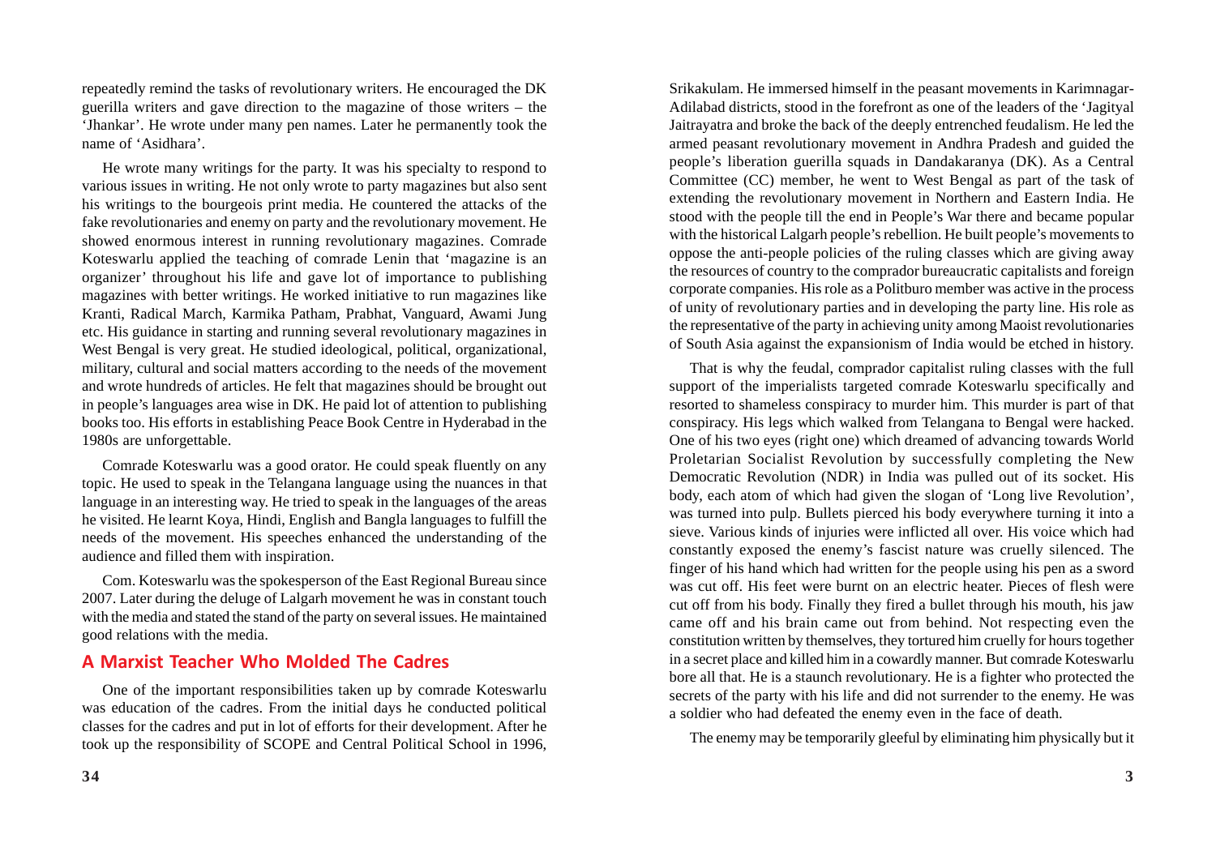repeatedly remind the tasks of revolutionary writers. He encouraged the DK guerilla writers and gave direction to the magazine of those writers – the 'Jhankar'. He wrote under many pen names. Later he permanently took the name of 'Asidhara'.

He wrote many writings for the party. It was his specialty to respond to various issues in writing. He not only wrote to party magazines but also sent his writings to the bourgeois print media. He countered the attacks of the fake revolutionaries and enemy on party and the revolutionary movement. He showed enormous interest in running revolutionary magazines. Comrade Koteswarlu applied the teaching of comrade Lenin that 'magazine is an organizer' throughout his life and gave lot of importance to publishing magazines with better writings. He worked initiative to run magazines like Kranti, Radical March, Karmika Patham, Prabhat, Vanguard, Awami Jung etc. His guidance in starting and running several revolutionary magazines in West Bengal is very great. He studied ideological, political, organizational, military, cultural and social matters according to the needs of the movement and wrote hundreds of articles. He felt that magazines should be brought out in people's languages area wise in DK. He paid lot of attention to publishing books too. His efforts in establishing Peace Book Centre in Hyderabad in the 1980s are unforgettable.

Comrade Koteswarlu was a good orator. He could speak fluently on any topic. He used to speak in the Telangana language using the nuances in that language in an interesting way. He tried to speak in the languages of the areas he visited. He learnt Koya, Hindi, English and Bangla languages to fulfill the needs of the movement. His speeches enhanced the understanding of the audience and filled them with inspiration.

Com. Koteswarlu was the spokesperson of the East Regional Bureau since 2007. Later during the deluge of Lalgarh movement he was in constant touch with the media and stated the stand of the party on several issues. He maintained good relations with the media.

## A Marxist Teacher Who Molded The Cadres

One of the important responsibilities taken up by comrade Koteswarlu was education of the cadres. From the initial days he conducted political classes for the cadres and put in lot of efforts for their development. After he took up the responsibility of SCOPE and Central Political School in 1996,

Srikakulam. He immersed himself in the peasant movements in Karimnagar-Adilabad districts, stood in the forefront as one of the leaders of the 'Jagityal Jaitrayatra and broke the back of the deeply entrenched feudalism. He led the armed peasant revolutionary movement in Andhra Pradesh and guided the people's liberation guerilla squads in Dandakaranya (DK). As a Central Committee (CC) member, he went to West Bengal as part of the task of extending the revolutionary movement in Northern and Eastern India. He stood with the people till the end in People's War there and became popular with the historical Lalgarh people's rebellion. He built people's movements to oppose the anti-people policies of the ruling classes which are giving away the resources of country to the comprador bureaucratic capitalists and foreign corporate companies. His role as a Politburo member was active in the process of unity of revolutionary parties and in developing the party line. His role as the representative of the party in achieving unity among Maoist revolutionaries of South Asia against the expansionism of India would be etched in history.

That is why the feudal, comprador capitalist ruling classes with the full support of the imperialists targeted comrade Koteswarlu specifically and resorted to shameless conspiracy to murder him. This murder is part of that conspiracy. His legs which walked from Telangana to Bengal were hacked. One of his two eyes (right one) which dreamed of advancing towards World Proletarian Socialist Revolution by successfully completing the New Democratic Revolution (NDR) in India was pulled out of its socket. His body, each atom of which had given the slogan of 'Long live Revolution', was turned into pulp. Bullets pierced his body everywhere turning it into a sieve. Various kinds of injuries were inflicted all over. His voice which had constantly exposed the enemy's fascist nature was cruelly silenced. The finger of his hand which had written for the people using his pen as a sword was cut off. His feet were burnt on an electric heater. Pieces of flesh were cut off from his body. Finally they fired a bullet through his mouth, his jaw came off and his brain came out from behind. Not respecting even the constitution written by themselves, they tortured him cruelly for hours together in a secret place and killed him in a cowardly manner. But comrade Koteswarlu bore all that. He is a staunch revolutionary. He is a fighter who protected the secrets of the party with his life and did not surrender to the enemy. He was a soldier who had defeated the enemy even in the face of death.

The enemy may be temporarily gleeful by eliminating him physically but it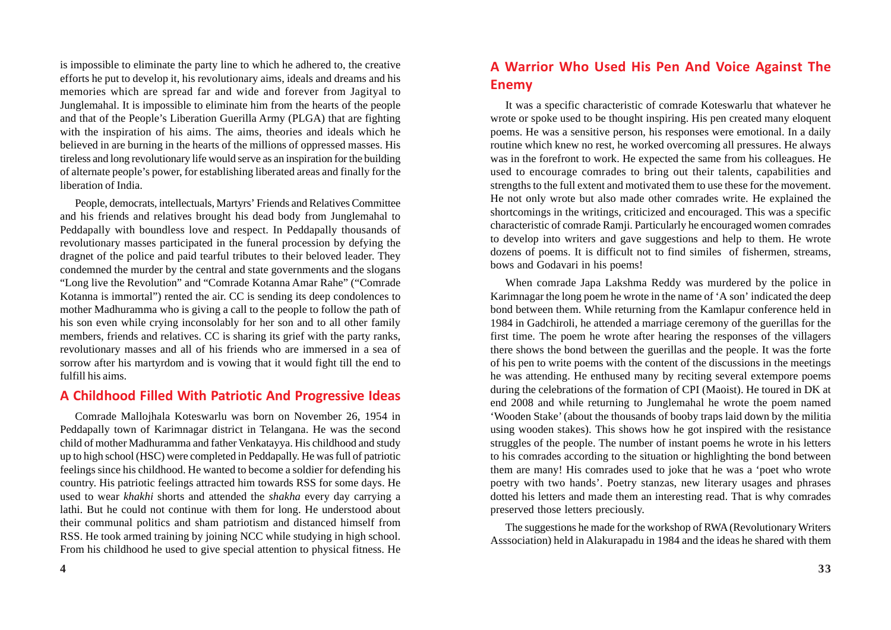is impossible to eliminate the party line to which he adhered to, the creative efforts he put to develop it, his revolutionary aims, ideals and dreams and his memories which are spread far and wide and forever from Jagityal to Junglemahal. It is impossible to eliminate him from the hearts of the people and that of the People's Liberation Guerilla Army (PLGA) that are fighting with the inspiration of his aims. The aims, theories and ideals which he believed in are burning in the hearts of the millions of oppressed masses. His tireless and long revolutionary life would serve as an inspiration for the building of alternate people's power, for establishing liberated areas and finally for the liberation of India.

People, democrats, intellectuals, Martyrs' Friends and Relatives Committee and his friends and relatives brought his dead body from Junglemahal to Peddapally with boundless love and respect. In Peddapally thousands of revolutionary masses participated in the funeral procession by defying the dragnet of the police and paid tearful tributes to their beloved leader. They condemned the murder by the central and state governments and the slogans "Long live the Revolution" and "Comrade Kotanna Amar Rahe" ("Comrade Kotanna is immortal") rented the air. CC is sending its deep condolences to mother Madhuramma who is giving a call to the people to follow the path of his son even while crying inconsolably for her son and to all other family members, friends and relatives. CC is sharing its grief with the party ranks, revolutionary masses and all of his friends who are immersed in a sea of sorrow after his martyrdom and is vowing that it would fight till the end to fulfill his aims.

## A Childhood Filled With Patriotic And Progressive Ideas

Comrade Mallojhala Koteswarlu was born on November 26, 1954 in Peddapally town of Karimnagar district in Telangana. He was the second child of mother Madhuramma and father Venkatayya. His childhood and study up to high school (HSC) were completed in Peddapally. He was full of patriotic feelings since his childhood. He wanted to become a soldier for defending his country. His patriotic feelings attracted him towards RSS for some days. He used to wear *khakhi* shorts and attended the *shakha* every day carrying a lathi. But he could not continue with them for long. He understood about their communal politics and sham patriotism and distanced himself from RSS. He took armed training by joining NCC while studying in high school. From his childhood he used to give special attention to physical fitness. He

## A Warrior Who Used His Pen And Voice Against The Enemy

It was a specific characteristic of comrade Koteswarlu that whatever he wrote or spoke used to be thought inspiring. His pen created many eloquent poems. He was a sensitive person, his responses were emotional. In a daily routine which knew no rest, he worked overcoming all pressures. He always was in the forefront to work. He expected the same from his colleagues. He used to encourage comrades to bring out their talents, capabilities and strengths to the full extent and motivated them to use these for the movement. He not only wrote but also made other comrades write. He explained the shortcomings in the writings, criticized and encouraged. This was a specific characteristic of comrade Ramji. Particularly he encouraged women comrades to develop into writers and gave suggestions and help to them. He wrote dozens of poems. It is difficult not to find similes of fishermen, streams, bows and Godavari in his poems!

When comrade Japa Lakshma Reddy was murdered by the police in Karimnagar the long poem he wrote in the name of 'A son' indicated the deep bond between them. While returning from the Kamlapur conference held in 1984 in Gadchiroli, he attended a marriage ceremony of the guerillas for the first time. The poem he wrote after hearing the responses of the villagers there shows the bond between the guerillas and the people. It was the forte of his pen to write poems with the content of the discussions in the meetings he was attending. He enthused many by reciting several extempore poems during the celebrations of the formation of CPI (Maoist). He toured in DK at end 2008 and while returning to Junglemahal he wrote the poem named 'Wooden Stake' (about the thousands of booby traps laid down by the militia using wooden stakes). This shows how he got inspired with the resistance struggles of the people. The number of instant poems he wrote in his letters to his comrades according to the situation or highlighting the bond between them are many! His comrades used to joke that he was a 'poet who wrote poetry with two hands'. Poetry stanzas, new literary usages and phrases dotted his letters and made them an interesting read. That is why comrades preserved those letters preciously.

The suggestions he made for the workshop of RWA (Revolutionary Writers Asssociation) held in Alakurapadu in 1984 and the ideas he shared with them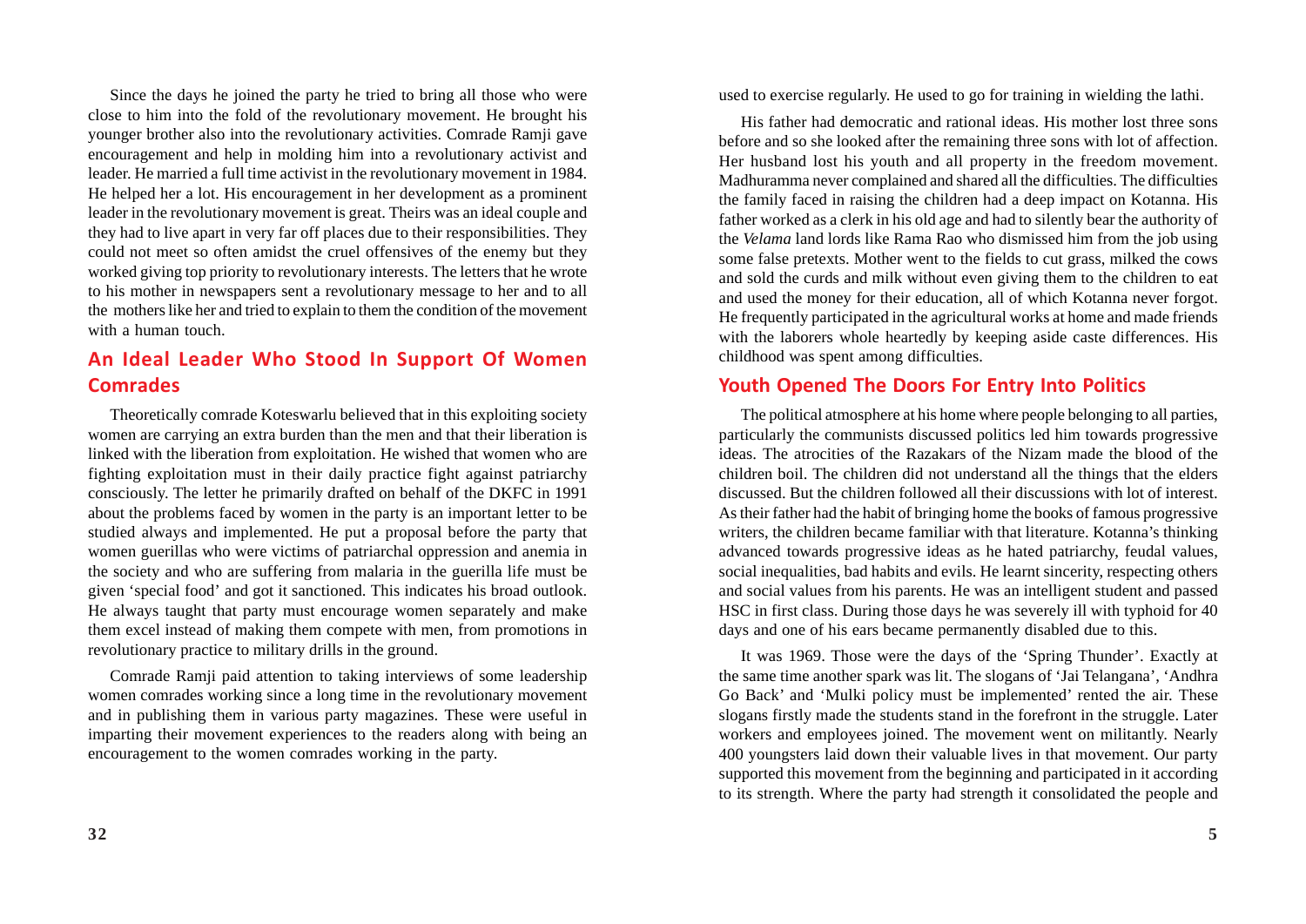Since the days he joined the party he tried to bring all those who were close to him into the fold of the revolutionary movement. He brought his younger brother also into the revolutionary activities. Comrade Ramji gave encouragement and help in molding him into a revolutionary activist and leader. He married a full time activist in the revolutionary movement in 1984. He helped her a lot. His encouragement in her development as a prominent leader in the revolutionary movement is great. Theirs was an ideal couple and they had to live apart in very far off places due to their responsibilities. They could not meet so often amidst the cruel offensives of the enemy but they worked giving top priority to revolutionary interests. The letters that he wrote to his mother in newspapers sent a revolutionary message to her and to all the mothers like her and tried to explain to them the condition of the movement with a human touch.

## An Ideal Leader Who Stood In Support Of Women Comrades

Theoretically comrade Koteswarlu believed that in this exploiting society women are carrying an extra burden than the men and that their liberation is linked with the liberation from exploitation. He wished that women who are fighting exploitation must in their daily practice fight against patriarchy consciously. The letter he primarily drafted on behalf of the DKFC in 1991 about the problems faced by women in the party is an important letter to be studied always and implemented. He put a proposal before the party that women guerillas who were victims of patriarchal oppression and anemia in the society and who are suffering from malaria in the guerilla life must be given 'special food' and got it sanctioned. This indicates his broad outlook. He always taught that party must encourage women separately and make them excel instead of making them compete with men, from promotions in revolutionary practice to military drills in the ground.

Comrade Ramji paid attention to taking interviews of some leadership women comrades working since a long time in the revolutionary movement and in publishing them in various party magazines. These were useful in imparting their movement experiences to the readers along with being an encouragement to the women comrades working in the party.

used to exercise regularly. He used to go for training in wielding the lathi.

His father had democratic and rational ideas. His mother lost three sons before and so she looked after the remaining three sons with lot of affection. Her husband lost his youth and all property in the freedom movement. Madhuramma never complained and shared all the difficulties. The difficulties the family faced in raising the children had a deep impact on Kotanna. His father worked as a clerk in his old age and had to silently bear the authority of the *Velama* land lords like Rama Rao who dismissed him from the job using some false pretexts. Mother went to the fields to cut grass, milked the cows and sold the curds and milk without even giving them to the children to eat and used the money for their education, all of which Kotanna never forgot. He frequently participated in the agricultural works at home and made friends with the laborers whole heartedly by keeping aside caste differences. His childhood was spent among difficulties.

## Youth Opened The Doors For Entry Into Politics

The political atmosphere at his home where people belonging to all parties, particularly the communists discussed politics led him towards progressive ideas. The atrocities of the Razakars of the Nizam made the blood of the children boil. The children did not understand all the things that the elders discussed. But the children followed all their discussions with lot of interest. As their father had the habit of bringing home the books of famous progressive writers, the children became familiar with that literature. Kotanna's thinking advanced towards progressive ideas as he hated patriarchy, feudal values, social inequalities, bad habits and evils. He learnt sincerity, respecting others and social values from his parents. He was an intelligent student and passed HSC in first class. During those days he was severely ill with typhoid for 40 days and one of his ears became permanently disabled due to this.

It was 1969. Those were the days of the 'Spring Thunder'. Exactly at the same time another spark was lit. The slogans of 'Jai Telangana', 'Andhra Go Back' and 'Mulki policy must be implemented' rented the air. These slogans firstly made the students stand in the forefront in the struggle. Later workers and employees joined. The movement went on militantly. Nearly 400 youngsters laid down their valuable lives in that movement. Our party supported this movement from the beginning and participated in it according to its strength. Where the party had strength it consolidated the people and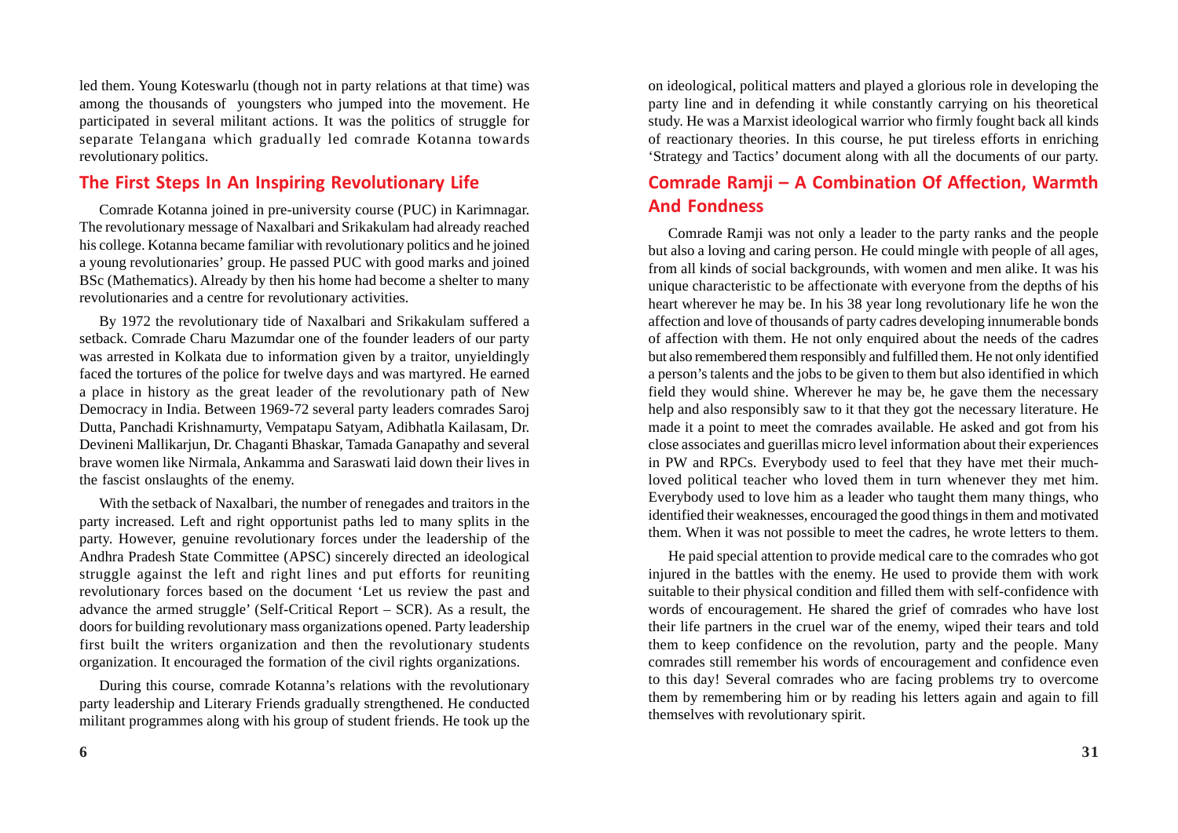led them. Young Koteswarlu (though not in party relations at that time) was among the thousands of youngsters who jumped into the movement. He participated in several militant actions. It was the politics of struggle for separate Telangana which gradually led comrade Kotanna towards revolutionary politics.

## The First Steps In An Inspiring Revolutionary Life

Comrade Kotanna joined in pre-university course (PUC) in Karimnagar. The revolutionary message of Naxalbari and Srikakulam had already reached his college. Kotanna became familiar with revolutionary politics and he joined a young revolutionaries' group. He passed PUC with good marks and joined BSc (Mathematics). Already by then his home had become a shelter to many revolutionaries and a centre for revolutionary activities.

By 1972 the revolutionary tide of Naxalbari and Srikakulam suffered a setback. Comrade Charu Mazumdar one of the founder leaders of our party was arrested in Kolkata due to information given by a traitor, unyieldingly faced the tortures of the police for twelve days and was martyred. He earned a place in history as the great leader of the revolutionary path of New Democracy in India. Between 1969-72 several party leaders comrades Saroj Dutta, Panchadi Krishnamurty, Vempatapu Satyam, Adibhatla Kailasam, Dr. Devineni Mallikarjun, Dr. Chaganti Bhaskar, Tamada Ganapathy and several brave women like Nirmala, Ankamma and Saraswati laid down their lives in the fascist onslaughts of the enemy.

With the setback of Naxalbari, the number of renegades and traitors in the party increased. Left and right opportunist paths led to many splits in the party. However, genuine revolutionary forces under the leadership of the Andhra Pradesh State Committee (APSC) sincerely directed an ideological struggle against the left and right lines and put efforts for reuniting revolutionary forces based on the document 'Let us review the past and advance the armed struggle' (Self-Critical Report – SCR). As a result, the doors for building revolutionary mass organizations opened. Party leadership first built the writers organization and then the revolutionary students organization. It encouraged the formation of the civil rights organizations.

During this course, comrade Kotanna's relations with the revolutionary party leadership and Literary Friends gradually strengthened. He conducted militant programmes along with his group of student friends. He took up the

on ideological, political matters and played a glorious role in developing the party line and in defending it while constantly carrying on his theoretical study. He was a Marxist ideological warrior who firmly fought back all kinds of reactionary theories. In this course, he put tireless efforts in enriching 'Strategy and Tactics' document along with all the documents of our party.

## Comrade Ramji – A Combination Of Affection, Warmth And Fondness

Comrade Ramji was not only a leader to the party ranks and the people but also a loving and caring person. He could mingle with people of all ages, from all kinds of social backgrounds, with women and men alike. It was his unique characteristic to be affectionate with everyone from the depths of his heart wherever he may be. In his 38 year long revolutionary life he won the affection and love of thousands of party cadres developing innumerable bonds of affection with them. He not only enquired about the needs of the cadres but also remembered them responsibly and fulfilled them. He not only identified a person's talents and the jobs to be given to them but also identified in which field they would shine. Wherever he may be, he gave them the necessary help and also responsibly saw to it that they got the necessary literature. He made it a point to meet the comrades available. He asked and got from his close associates and guerillas micro level information about their experiences in PW and RPCs. Everybody used to feel that they have met their much-loved political teacher who loved them in turn whenever they met him. Everybody used to love him as a leader who taught them many things, who identified their weaknesses, encouraged the good things in them and motivated them. When it was not possible to meet the cadres, he wrote letters to them.

He paid special attention to provide medical care to the comrades who got injured in the battles with the enemy. He used to provide them with work suitable to their physical condition and filled them with self-confidence with words of encouragement. He shared the grief of comrades who have lost their life partners in the cruel war of the enemy, wiped their tears and told them to keep confidence on the revolution, party and the people. Many comrades still remember his words of encouragement and confidence even to this day! Several comrades who are facing problems try to overcome them by remembering him or by reading his letters again and again to fill themselves with revolutionary spirit.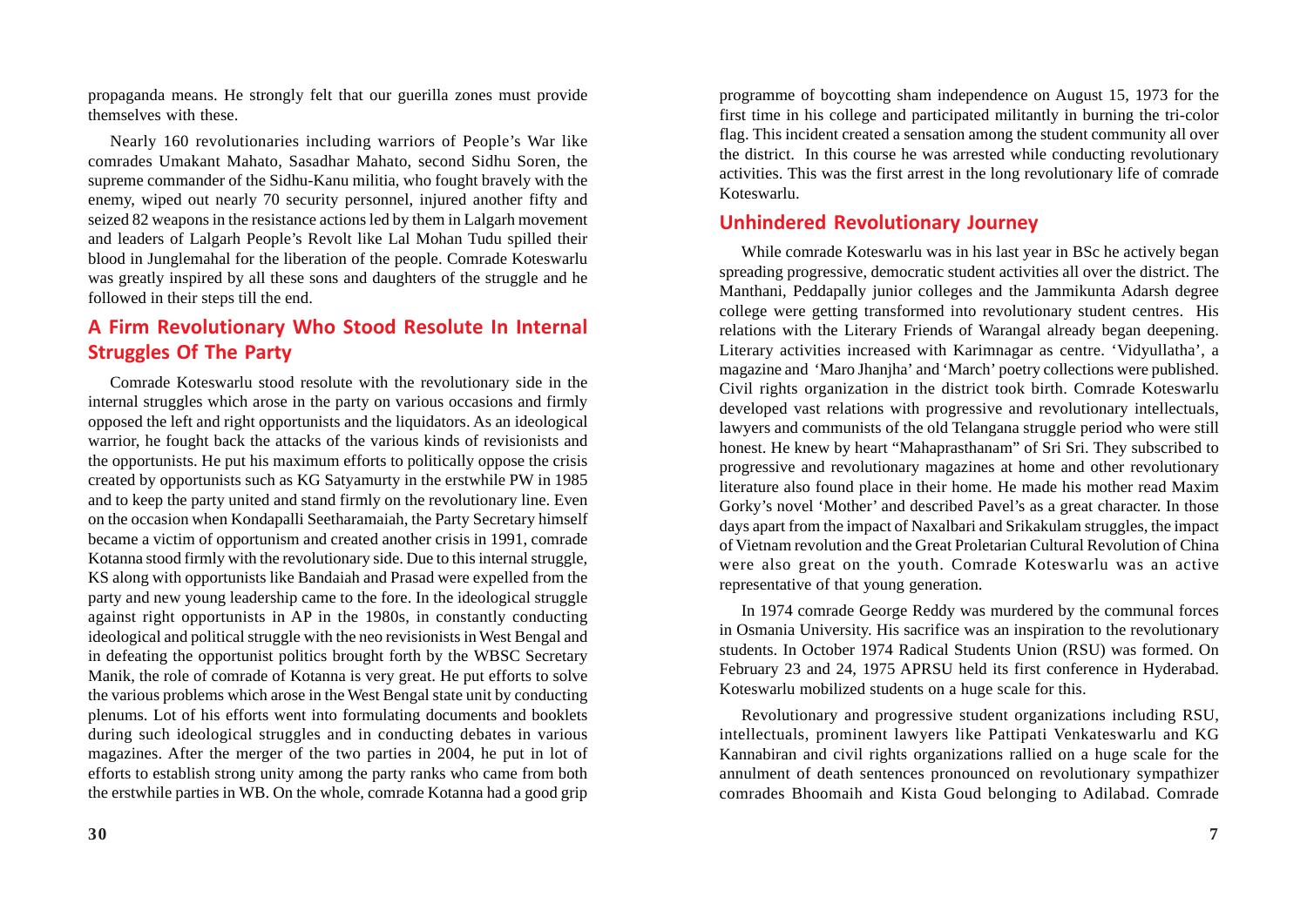propaganda means. He strongly felt that our guerilla zones must provide themselves with these.

Nearly 160 revolutionaries including warriors of People's War like comrades Umakant Mahato, Sasadhar Mahato, second Sidhu Soren, the supreme commander of the Sidhu-Kanu militia, who fought bravely with the enemy, wiped out nearly 70 security personnel, injured another fifty and seized 82 weapons in the resistance actions led by them in Lalgarh movement and leaders of Lalgarh People's Revolt like Lal Mohan Tudu spilled their blood in Junglemahal for the liberation of the people. Comrade Koteswarlu was greatly inspired by all these sons and daughters of the struggle and he followed in their steps till the end.

## A Firm Revolutionary Who Stood Resolute In Internal Struggles Of The Party

Comrade Koteswarlu stood resolute with the revolutionary side in the internal struggles which arose in the party on various occasions and firmly opposed the left and right opportunists and the liquidators. As an ideological warrior, he fought back the attacks of the various kinds of revisionists and the opportunists. He put his maximum efforts to politically oppose the crisis created by opportunists such as KG Satyamurty in the erstwhile PW in 1985 and to keep the party united and stand firmly on the revolutionary line. Even on the occasion when Kondapalli Seetharamaiah, the Party Secretary himself became a victim of opportunism and created another crisis in 1991, comrade Kotanna stood firmly with the revolutionary side. Due to this internal struggle, KS along with opportunists like Bandaiah and Prasad were expelled from the party and new young leadership came to the fore. In the ideological struggle against right opportunists in AP in the 1980s, in constantly conducting ideological and political struggle with the neo revisionists in West Bengal and in defeating the opportunist politics brought forth by the WBSC Secretary Manik, the role of comrade of Kotanna is very great. He put efforts to solve the various problems which arose in the West Bengal state unit by conducting plenums. Lot of his efforts went into formulating documents and booklets during such ideological struggles and in conducting debates in various magazines. After the merger of the two parties in 2004, he put in lot of efforts to establish strong unity among the party ranks who came from both the erstwhile parties in WB. On the whole, comrade Kotanna had a good grip

programme of boycotting sham independence on August 15, 1973 for the first time in his college and participated militantly in burning the tri-color flag. This incident created a sensation among the student community all over the district. In this course he was arrested while conducting revolutionary activities. This was the first arrest in the long revolutionary life of comrade Koteswarlu.

## Unhindered Revolutionary Journey

While comrade Koteswarlu was in his last year in BSc he actively began spreading progressive, democratic student activities all over the district. The Manthani, Peddapally junior colleges and the Jammikunta Adarsh degree college were getting transformed into revolutionary student centres. His relations with the Literary Friends of Warangal already began deepening. Literary activities increased with Karimnagar as centre. 'Vidyullatha', a magazine and 'Maro Jhanjha' and 'March' poetry collections were published. Civil rights organization in the district took birth. Comrade Koteswarlu developed vast relations with progressive and revolutionary intellectuals, lawyers and communists of the old Telangana struggle period who were still honest. He knew by heart "Mahaprasthanam" of Sri Sri. They subscribed to progressive and revolutionary magazines at home and other revolutionary literature also found place in their home. He made his mother read Maxim Gorky's novel 'Mother' and described Pavel's as a great character. In those days apart from the impact of Naxalbari and Srikakulam struggles, the impact of Vietnam revolution and the Great Proletarian Cultural Revolution of China were also great on the youth. Comrade Koteswarlu was an active representative of that young generation.

In 1974 comrade George Reddy was murdered by the communal forces in Osmania University. His sacrifice was an inspiration to the revolutionary students. In October 1974 Radical Students Union (RSU) was formed. On February 23 and 24, 1975 APRSU held its first conference in Hyderabad. Koteswarlu mobilized students on a huge scale for this.

Revolutionary and progressive student organizations including RSU, intellectuals, prominent lawyers like Pattipati Venkateswarlu and KG Kannabiran and civil rights organizations rallied on a huge scale for the annulment of death sentences pronounced on revolutionary sympathizer comrades Bhoomaih and Kista Goud belonging to Adilabad. Comrade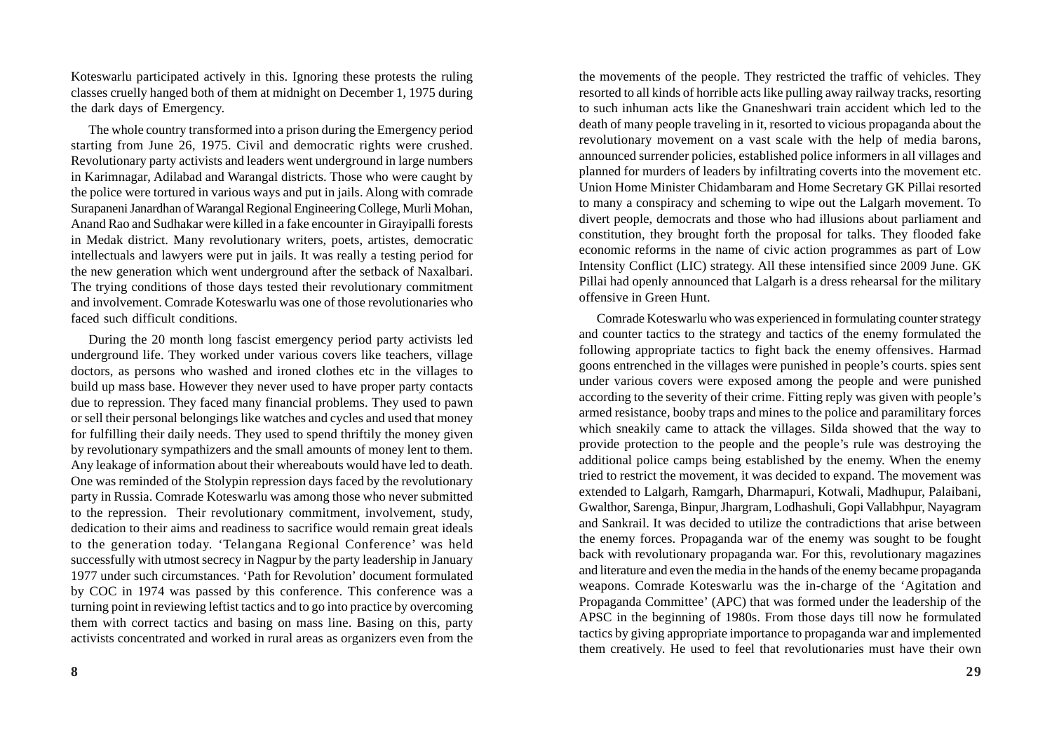Koteswarlu participated actively in this. Ignoring these protests the ruling classes cruelly hanged both of them at midnight on December 1, 1975 during the dark days of Emergency.

The whole country transformed into a prison during the Emergency period starting from June 26, 1975. Civil and democratic rights were crushed. Revolutionary party activists and leaders went underground in large numbers in Karimnagar, Adilabad and Warangal districts. Those who were caught by the police were tortured in various ways and put in jails. Along with comrade Surapaneni Janardhan of Warangal Regional Engineering College, Murli Mohan, Anand Rao and Sudhakar were killed in a fake encounter in Girayipalli forests in Medak district. Many revolutionary writers, poets, artistes, democratic intellectuals and lawyers were put in jails. It was really a testing period for the new generation which went underground after the setback of Naxalbari. The trying conditions of those days tested their revolutionary commitment and involvement. Comrade Koteswarlu was one of those revolutionaries who faced such difficult conditions.

During the 20 month long fascist emergency period party activists led underground life. They worked under various covers like teachers, village doctors, as persons who washed and ironed clothes etc in the villages to build up mass base. However they never used to have proper party contacts due to repression. They faced many financial problems. They used to pawn or sell their personal belongings like watches and cycles and used that money for fulfilling their daily needs. They used to spend thriftily the money given by revolutionary sympathizers and the small amounts of money lent to them. Any leakage of information about their whereabouts would have led to death. One was reminded of the Stolypin repression days faced by the revolutionary party in Russia. Comrade Koteswarlu was among those who never submitted to the repression. Their revolutionary commitment, involvement, study, dedication to their aims and readiness to sacrifice would remain great ideals to the generation today. 'Telangana Regional Conference' was held successfully with utmost secrecy in Nagpur by the party leadership in January 1977 under such circumstances. 'Path for Revolution' document formulated by COC in 1974 was passed by this conference. This conference was a turning point in reviewing leftist tactics and to go into practice by overcoming them with correct tactics and basing on mass line. Basing on this, party activists concentrated and worked in rural areas as organizers even from the

the movements of the people. They restricted the traffic of vehicles. They resorted to all kinds of horrible acts like pulling away railway tracks, resorting to such inhuman acts like the Gnaneshwari train accident which led to the death of many people traveling in it, resorted to vicious propaganda about the revolutionary movement on a vast scale with the help of media barons, announced surrender policies, established police informers in all villages and planned for murders of leaders by infiltrating coverts into the movement etc. Union Home Minister Chidambaram and Home Secretary GK Pillai resorted to many a conspiracy and scheming to wipe out the Lalgarh movement. To divert people, democrats and those who had illusions about parliament and constitution, they brought forth the proposal for talks. They flooded fake economic reforms in the name of civic action programmes as part of Low Intensity Conflict (LIC) strategy. All these intensified since 2009 June. GK Pillai had openly announced that Lalgarh is a dress rehearsal for the military offensive in Green Hunt.

Comrade Koteswarlu who was experienced in formulating counter strategy and counter tactics to the strategy and tactics of the enemy formulated the following appropriate tactics to fight back the enemy offensives. Harmad goons entrenched in the villages were punished in people's courts. spies sent under various covers were exposed among the people and were punished according to the severity of their crime. Fitting reply was given with people's armed resistance, booby traps and mines to the police and paramilitary forces which sneakily came to attack the villages. Silda showed that the way to provide protection to the people and the people's rule was destroying the additional police camps being established by the enemy. When the enemy tried to restrict the movement, it was decided to expand. The movement was extended to Lalgarh, Ramgarh, Dharmapuri, Kotwali, Madhupur, Palaibani, Gwalthor, Sarenga, Binpur, Jhargram, Lodhashuli, Gopi Vallabhpur, Nayagram and Sankrail. It was decided to utilize the contradictions that arise between the enemy forces. Propaganda war of the enemy was sought to be fought back with revolutionary propaganda war. For this, revolutionary magazines and literature and even the media in the hands of the enemy became propaganda weapons. Comrade Koteswarlu was the in-charge of the 'Agitation and Propaganda Committee' (APC) that was formed under the leadership of the APSC in the beginning of 1980s. From those days till now he formulated tactics by giving appropriate importance to propaganda war and implemented them creatively. He used to feel that revolutionaries must have their own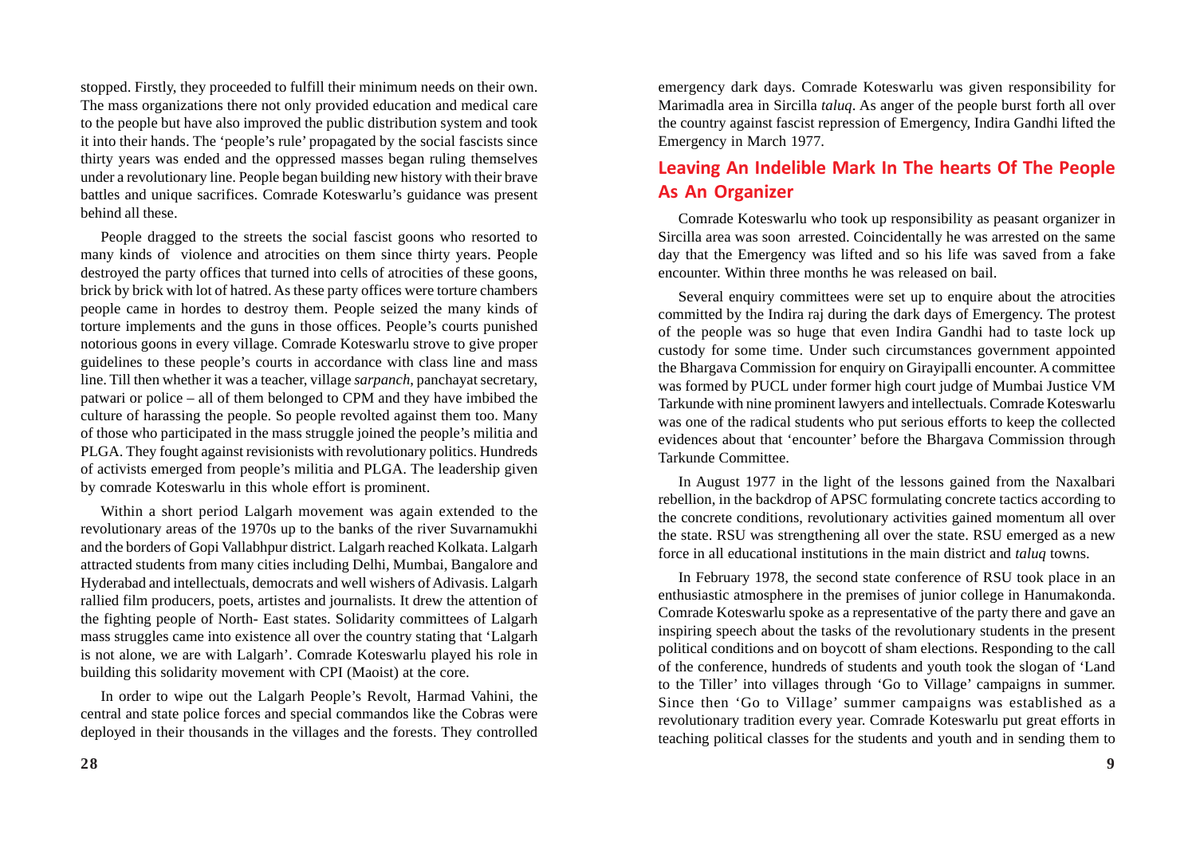stopped. Firstly, they proceeded to fulfill their minimum needs on their own. The mass organizations there not only provided education and medical care to the people but have also improved the public distribution system and took it into their hands. The 'people's rule' propagated by the social fascists since thirty years was ended and the oppressed masses began ruling themselves under a revolutionary line. People began building new history with their brave battles and unique sacrifices. Comrade Koteswarlu's guidance was present behind all these.

People dragged to the streets the social fascist goons who resorted to many kinds of violence and atrocities on them since thirty years. People destroyed the party offices that turned into cells of atrocities of these goons, brick by brick with lot of hatred. As these party offices were torture chambers people came in hordes to destroy them. People seized the many kinds of torture implements and the guns in those offices. People's courts punished notorious goons in every village. Comrade Koteswarlu strove to give proper guidelines to these people's courts in accordance with class line and mass line. Till then whether it was a teacher, village *sarpanch*, panchayat secretary, patwari or police – all of them belonged to CPM and they have imbibed the culture of harassing the people. So people revolted against them too. Many of those who participated in the mass struggle joined the people's militia and PLGA. They fought against revisionists with revolutionary politics. Hundreds of activists emerged from people's militia and PLGA. The leadership given by comrade Koteswarlu in this whole effort is prominent.

Within a short period Lalgarh movement was again extended to the revolutionary areas of the 1970s up to the banks of the river Suvarnamukhi and the borders of Gopi Vallabhpur district. Lalgarh reached Kolkata. Lalgarh attracted students from many cities including Delhi, Mumbai, Bangalore and Hyderabad and intellectuals, democrats and well wishers of Adivasis. Lalgarh rallied film producers, poets, artistes and journalists. It drew the attention of the fighting people of North- East states. Solidarity committees of Lalgarh mass struggles came into existence all over the country stating that 'Lalgarh is not alone, we are with Lalgarh'. Comrade Koteswarlu played his role in building this solidarity movement with CPI (Maoist) at the core.

In order to wipe out the Lalgarh People's Revolt, Harmad Vahini, the central and state police forces and special commandos like the Cobras were deployed in their thousands in the villages and the forests. They controlled

emergency dark days. Comrade Koteswarlu was given responsibility for Marimadla area in Sircilla *taluq*. As anger of the people burst forth all over the country against fascist repression of Emergency, Indira Gandhi lifted the Emergency in March 1977.

## Leaving An Indelible Mark In The hearts Of The People As An Organizer

Comrade Koteswarlu who took up responsibility as peasant organizer in Sircilla area was soon arrested. Coincidentally he was arrested on the same day that the Emergency was lifted and so his life was saved from a fake encounter. Within three months he was released on bail.

Several enquiry committees were set up to enquire about the atrocities committed by the Indira raj during the dark days of Emergency. The protest of the people was so huge that even Indira Gandhi had to taste lock up custody for some time. Under such circumstances government appointed the Bhargava Commission for enquiry on Girayipalli encounter. A committee was formed by PUCL under former high court judge of Mumbai Justice VM Tarkunde with nine prominent lawyers and intellectuals. Comrade Koteswarlu was one of the radical students who put serious efforts to keep the collected evidences about that 'encounter' before the Bhargava Commission through Tarkunde Committee.

In August 1977 in the light of the lessons gained from the Naxalbari rebellion, in the backdrop of APSC formulating concrete tactics according to the concrete conditions, revolutionary activities gained momentum all over the state. RSU was strengthening all over the state. RSU emerged as a new force in all educational institutions in the main district and *taluq* towns.

In February 1978, the second state conference of RSU took place in an enthusiastic atmosphere in the premises of junior college in Hanumakonda. Comrade Koteswarlu spoke as a representative of the party there and gave an inspiring speech about the tasks of the revolutionary students in the present political conditions and on boycott of sham elections. Responding to the call of the conference, hundreds of students and youth took the slogan of 'Land to the Tiller' into villages through 'Go to Village' campaigns in summer. Since then 'Go to Village' summer campaigns was established as a revolutionary tradition every year. Comrade Koteswarlu put great efforts in teaching political classes for the students and youth and in sending them to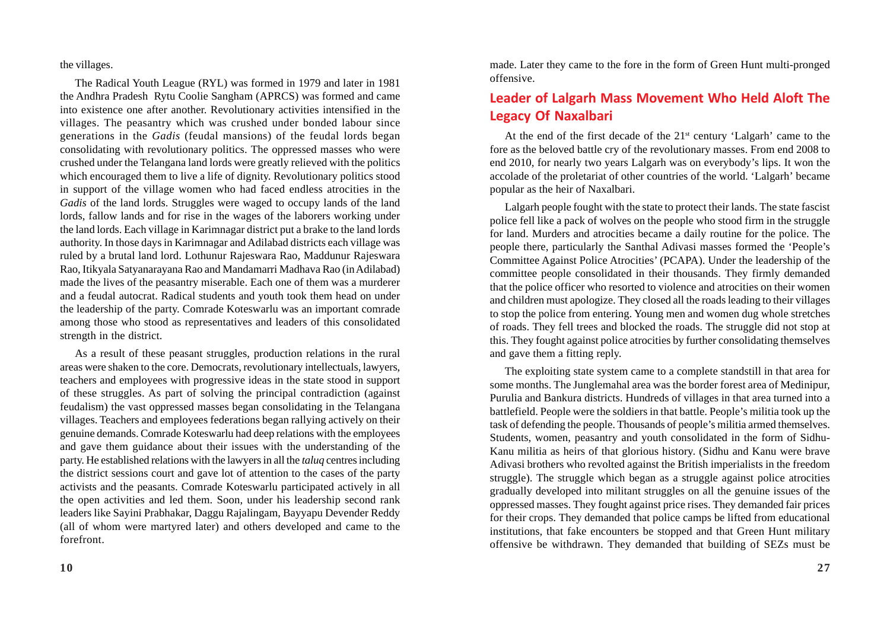the villages.

The Radical Youth League (RYL) was formed in 1979 and later in 1981 the Andhra Pradesh Rytu Coolie Sangham (APRCS) was formed and came into existence one after another. Revolutionary activities intensified in the villages. The peasantry which was crushed under bonded labour since generations in the *Gadis* (feudal mansions) of the feudal lords began consolidating with revolutionary politics. The oppressed masses who were crushed under the Telangana land lords were greatly relieved with the politics which encouraged them to live a life of dignity. Revolutionary politics stood in support of the village women who had faced endless atrocities in the *Gadis* of the land lords. Struggles were waged to occupy lands of the land lords, fallow lands and for rise in the wages of the laborers working under the land lords. Each village in Karimnagar district put a brake to the land lords authority. In those days in Karimnagar and Adilabad districts each village was ruled by a brutal land lord. Lothunur Rajeswara Rao, Maddunur Rajeswara Rao, Itikyala Satyanarayana Rao and Mandamarri Madhava Rao (in Adilabad) made the lives of the peasantry miserable. Each one of them was a murderer and a feudal autocrat. Radical students and youth took them head on under the leadership of the party. Comrade Koteswarlu was an important comrade among those who stood as representatives and leaders of this consolidated strength in the district.

As a result of these peasant struggles, production relations in the rural areas were shaken to the core. Democrats, revolutionary intellectuals, lawyers, teachers and employees with progressive ideas in the state stood in support of these struggles. As part of solving the principal contradiction (against feudalism) the vast oppressed masses began consolidating in the Telangana villages. Teachers and employees federations began rallying actively on their genuine demands. Comrade Koteswarlu had deep relations with the employees and gave them guidance about their issues with the understanding of the party. He established relations with the lawyers in all the *taluq* centres including the district sessions court and gave lot of attention to the cases of the party activists and the peasants. Comrade Koteswarlu participated actively in all the open activities and led them. Soon, under his leadership second rank leaders like Sayini Prabhakar, Daggu Rajalingam, Bayyapu Devender Reddy (all of whom were martyred later) and others developed and came to the forefront.

made. Later they came to the fore in the form of Green Hunt multi-pronged offensive.

## Leader of Lalgarh Mass Movement Who Held Aloft The Legacy Of Naxalbari

At the end of the first decade of the 21st century 'Lalgarh' came to the fore as the beloved battle cry of the revolutionary masses. From end 2008 to end 2010, for nearly two years Lalgarh was on everybody's lips. It won the accolade of the proletariat of other countries of the world. 'Lalgarh' became popular as the heir of Naxalbari.

Lalgarh people fought with the state to protect their lands. The state fascist police fell like a pack of wolves on the people who stood firm in the struggle for land. Murders and atrocities became a daily routine for the police. The people there, particularly the Santhal Adivasi masses formed the 'People's Committee Against Police Atrocities' (PCAPA). Under the leadership of the committee people consolidated in their thousands. They firmly demanded that the police officer who resorted to violence and atrocities on their women and children must apologize. They closed all the roads leading to their villages to stop the police from entering. Young men and women dug whole stretches of roads. They fell trees and blocked the roads. The struggle did not stop at this. They fought against police atrocities by further consolidating themselves and gave them a fitting reply.

The exploiting state system came to a complete standstill in that area for some months. The Junglemahal area was the border forest area of Medinipur, Purulia and Bankura districts. Hundreds of villages in that area turned into a battlefield. People were the soldiers in that battle. People's militia took up the task of defending the people. Thousands of people's militia armed themselves. Students, women, peasantry and youth consolidated in the form of Sidhu-Kanu militia as heirs of that glorious history. (Sidhu and Kanu were brave Adivasi brothers who revolted against the British imperialists in the freedom struggle). The struggle which began as a struggle against police atrocities gradually developed into militant struggles on all the genuine issues of the oppressed masses. They fought against price rises. They demanded fair prices for their crops. They demanded that police camps be lifted from educational institutions, that fake encounters be stopped and that Green Hunt military offensive be withdrawn. They demanded that building of SEZs must be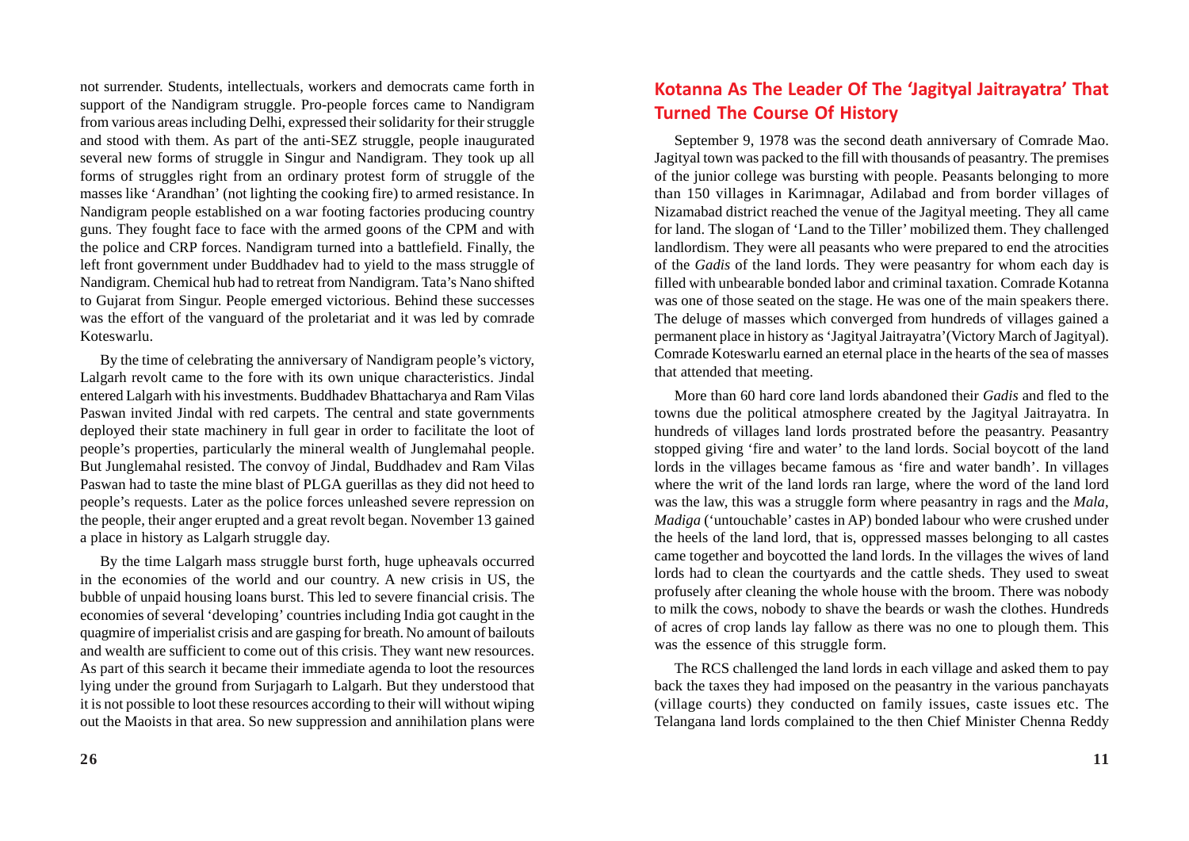not surrender. Students, intellectuals, workers and democrats came forth in support of the Nandigram struggle. Pro-people forces came to Nandigram from various areas including Delhi, expressed their solidarity for their struggle and stood with them. As part of the anti-SEZ struggle, people inaugurated several new forms of struggle in Singur and Nandigram. They took up all forms of struggles right from an ordinary protest form of struggle of the masses like 'Arandhan' (not lighting the cooking fire) to armed resistance. In Nandigram people established on a war footing factories producing country guns. They fought face to face with the armed goons of the CPM and with the police and CRP forces. Nandigram turned into a battlefield. Finally, the left front government under Buddhadev had to yield to the mass struggle of Nandigram. Chemical hub had to retreat from Nandigram. Tata's Nano shifted to Gujarat from Singur. People emerged victorious. Behind these successes was the effort of the vanguard of the proletariat and it was led by comrade Koteswarlu.

By the time of celebrating the anniversary of Nandigram people's victory, Lalgarh revolt came to the fore with its own unique characteristics. Jindal entered Lalgarh with his investments. Buddhadev Bhattacharya and Ram Vilas Paswan invited Jindal with red carpets. The central and state governments deployed their state machinery in full gear in order to facilitate the loot of people's properties, particularly the mineral wealth of Junglemahal people. But Junglemahal resisted. The convoy of Jindal, Buddhadev and Ram Vilas Paswan had to taste the mine blast of PLGA guerillas as they did not heed to people's requests. Later as the police forces unleashed severe repression on the people, their anger erupted and a great revolt began. November 13 gained a place in history as Lalgarh struggle day.

By the time Lalgarh mass struggle burst forth, huge upheavals occurred in the economies of the world and our country. A new crisis in US, the bubble of unpaid housing loans burst. This led to severe financial crisis. The economies of several 'developing' countries including India got caught in the quagmire of imperialist crisis and are gasping for breath. No amount of bailouts and wealth are sufficient to come out of this crisis. They want new resources. As part of this search it became their immediate agenda to loot the resources lying under the ground from Surjagarh to Lalgarh. But they understood that it is not possible to loot these resources according to their will without wiping out the Maoists in that area. So new suppression and annihilation plans were

## Kotanna As The Leader Of The 'Jagityal Jaitrayatra' That Turned The Course Of History

September 9, 1978 was the second death anniversary of Comrade Mao. Jagityal town was packed to the fill with thousands of peasantry. The premises of the junior college was bursting with people. Peasants belonging to more than 150 villages in Karimnagar, Adilabad and from border villages of Nizamabad district reached the venue of the Jagityal meeting. They all came for land. The slogan of 'Land to the Tiller' mobilized them. They challenged landlordism. They were all peasants who were prepared to end the atrocities of the *Gadis* of the land lords. They were peasantry for whom each day is filled with unbearable bonded labor and criminal taxation. Comrade Kotanna was one of those seated on the stage. He was one of the main speakers there. The deluge of masses which converged from hundreds of villages gained a permanent place in history as 'Jagityal Jaitrayatra' (Victory March of Jagityal). Comrade Koteswarlu earned an eternal place in the hearts of the sea of masses that attended that meeting.

More than 60 hard core land lords abandoned their *Gadis* and fled to the towns due the political atmosphere created by the Jagityal Jaitrayatra. In hundreds of villages land lords prostrated before the peasantry. Peasantry stopped giving 'fire and water' to the land lords. Social boycott of the land lords in the villages became famous as 'fire and water bandh'. In villages where the writ of the land lords ran large, where the word of the land lord was the law, this was a struggle form where peasantry in rags and the *Mala*, *Madiga* ('untouchable' castes in AP) bonded labour who were crushed under the heels of the land lord, that is, oppressed masses belonging to all castes came together and boycotted the land lords. In the villages the wives of land lords had to clean the courtyards and the cattle sheds. They used to sweat profusely after cleaning the whole house with the broom. There was nobody to milk the cows, nobody to shave the beards or wash the clothes. Hundreds of acres of crop lands lay fallow as there was no one to plough them. This was the essence of this struggle form.

The RCS challenged the land lords in each village and asked them to pay back the taxes they had imposed on the peasantry in the various panchayats (village courts) they conducted on family issues, caste issues etc. The Telangana land lords complained to the then Chief Minister Chenna Reddy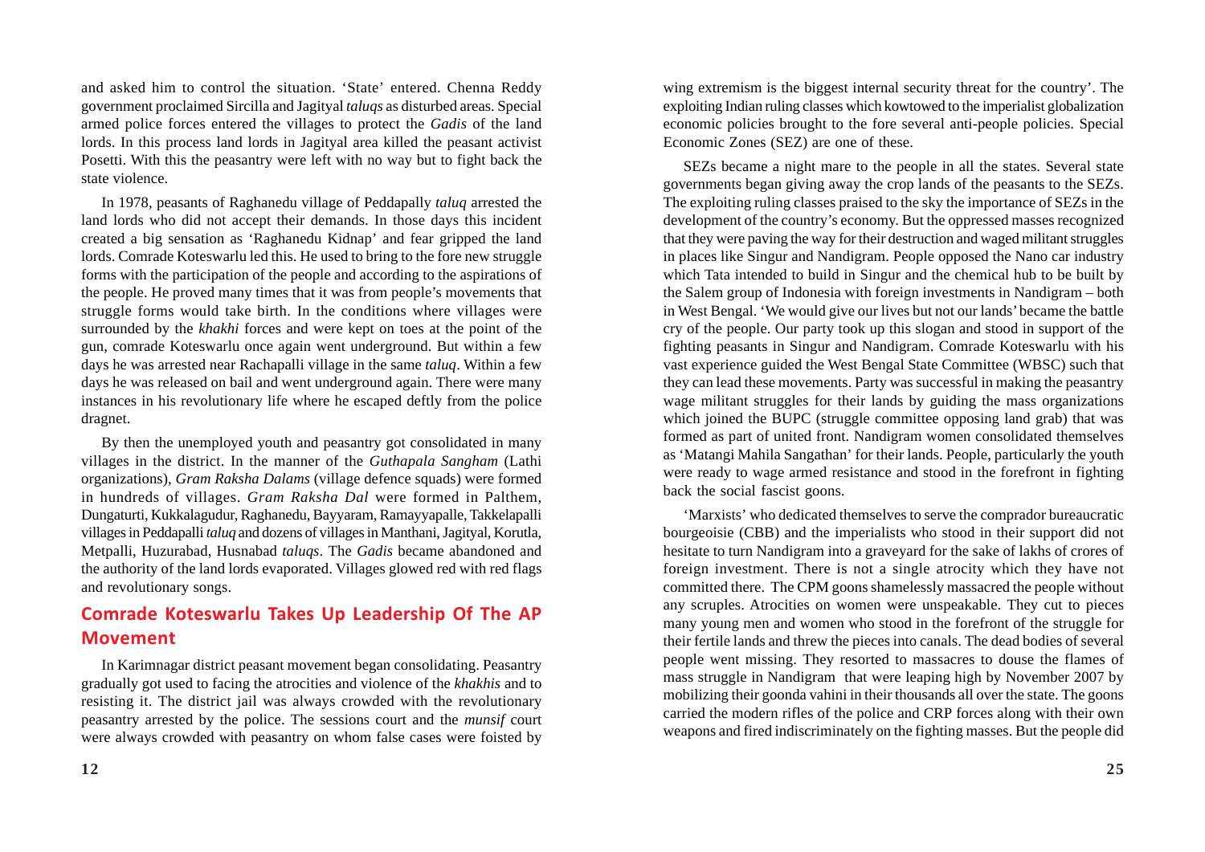and asked him to control the situation. 'State' entered. Chenna Reddy government proclaimed Sircilla and Jagityal *taluqs* as disturbed areas. Special armed police forces entered the villages to protect the *Gadis* of the land lords. In this process land lords in Jagityal area killed the peasant activist Posetti. With this the peasantry were left with no way but to fight back the state violence.

In 1978, peasants of Raghanedu village of Peddapally *taluq* arrested the land lords who did not accept their demands. In those days this incident created a big sensation as 'Raghanedu Kidnap' and fear gripped the land lords. Comrade Koteswarlu led this. He used to bring to the fore new struggle forms with the participation of the people and according to the aspirations of the people. He proved many times that it was from people's movements that struggle forms would take birth. In the conditions where villages were surrounded by the *khakhi* forces and were kept on toes at the point of the gun, comrade Koteswarlu once again went underground. But within a few days he was arrested near Rachapalli village in the same *taluq*. Within a few days he was released on bail and went underground again. There were many instances in his revolutionary life where he escaped deftly from the police dragnet.

By then the unemployed youth and peasantry got consolidated in many villages in the district. In the manner of the *Guthapala Sangham* (Lathi organizations), *Gram Raksha Dalams* (village defence squads) were formed in hundreds of villages. *Gram Raksha Dal* were formed in Palthem, Dungaturti, Kukkalagudur, Raghanedu, Bayyaram, Ramayyapalle, Takkelapalli villages in Peddapalli *taluq* and dozens of villages in Manthani, Jagityal, Korutla, Metpalli, Huzurabad, Husnabad *taluqs*. The *Gadis* became abandoned and the authority of the land lords evaporated. Villages glowed red with red flags and revolutionary songs.

## Comrade Koteswarlu Takes Up Leadership Of The AP Movement

In Karimnagar district peasant movement began consolidating. Peasantry gradually got used to facing the atrocities and violence of the *khakhis* and to resisting it. The district jail was always crowded with the revolutionary peasantry arrested by the police. The sessions court and the *munsif* court were always crowded with peasantry on whom false cases were foisted by

wing extremism is the biggest internal security threat for the country'. The exploiting Indian ruling classes which kowtowed to the imperialist globalization economic policies brought to the fore several anti-people policies. Special Economic Zones (SEZ) are one of these.

SEZs became a night mare to the people in all the states. Several state governments began giving away the crop lands of the peasants to the SEZs. The exploiting ruling classes praised to the sky the importance of SEZs in the development of the country's economy. But the oppressed masses recognized that they were paving the way for their destruction and waged militant struggles in places like Singur and Nandigram. People opposed the Nano car industry which Tata intended to build in Singur and the chemical hub to be built by the Salem group of Indonesia with foreign investments in Nandigram – both in West Bengal. 'We would give our lives but not our lands' became the battle cry of the people. Our party took up this slogan and stood in support of the fighting peasants in Singur and Nandigram. Comrade Koteswarlu with his vast experience guided the West Bengal State Committee (WBSC) such that they can lead these movements. Party was successful in making the peasantry wage militant struggles for their lands by guiding the mass organizations which joined the BUPC (struggle committee opposing land grab) that was formed as part of united front. Nandigram women consolidated themselves as 'Matangi Mahila Sangathan' for their lands. People, particularly the youth were ready to wage armed resistance and stood in the forefront in fighting back the social fascist goons.

'Marxists' who dedicated themselves to serve the comprador bureaucratic bourgeoisie (CBB) and the imperialists who stood in their support did not hesitate to turn Nandigram into a graveyard for the sake of lakhs of crores of foreign investment. There is not a single atrocity which they have not committed there. The CPM goons shamelessly massacred the people without any scruples. Atrocities on women were unspeakable. They cut to pieces many young men and women who stood in the forefront of the struggle for their fertile lands and threw the pieces into canals. The dead bodies of several people went missing. They resorted to massacres to douse the flames of mass struggle in Nandigram that were leaping high by November 2007 by mobilizing their goonda vahini in their thousands all over the state. The goons carried the modern rifles of the police and CRP forces along with their own weapons and fired indiscriminately on the fighting masses. But the people did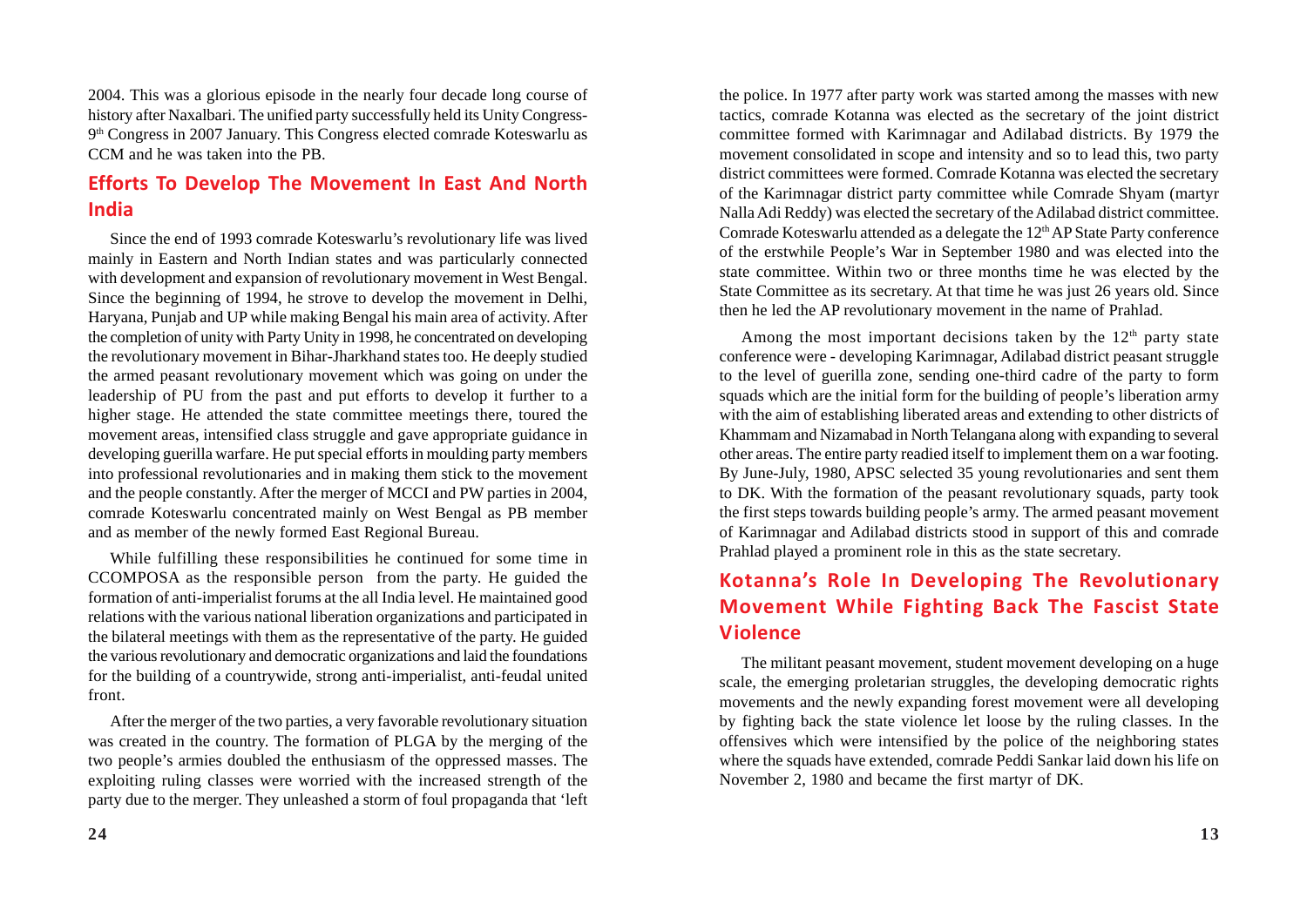2004. This was a glorious episode in the nearly four decade long course of history after Naxalbari. The unified party successfully held its Unity Congress-9th Congress in 2007 January. This Congress elected comrade Koteswarlu as CCM and he was taken into the PB.

## Efforts To Develop The Movement In East And North India

Since the end of 1993 comrade Koteswarlu's revolutionary life was lived mainly in Eastern and North Indian states and was particularly connected with development and expansion of revolutionary movement in West Bengal. Since the beginning of 1994, he strove to develop the movement in Delhi, Haryana, Punjab and UP while making Bengal his main area of activity. After the completion of unity with Party Unity in 1998, he concentrated on developing the revolutionary movement in Bihar-Jharkhand states too. He deeply studied the armed peasant revolutionary movement which was going on under the leadership of PU from the past and put efforts to develop it further to a higher stage. He attended the state committee meetings there, toured the movement areas, intensified class struggle and gave appropriate guidance in developing guerilla warfare. He put special efforts in moulding party members into professional revolutionaries and in making them stick to the movement and the people constantly. After the merger of MCCI and PW parties in 2004, comrade Koteswarlu concentrated mainly on West Bengal as PB member and as member of the newly formed East Regional Bureau.

While fulfilling these responsibilities he continued for some time in CCOMPOSA as the responsible person from the party. He guided the formation of anti-imperialist forums at the all India level. He maintained good relations with the various national liberation organizations and participated in the bilateral meetings with them as the representative of the party. He guided the various revolutionary and democratic organizations and laid the foundations for the building of a countrywide, strong anti-imperialist, anti-feudal united front.

After the merger of the two parties, a very favorable revolutionary situation was created in the country. The formation of PLGA by the merging of the two people's armies doubled the enthusiasm of the oppressed masses. The exploiting ruling classes were worried with the increased strength of the party due to the merger. They unleashed a storm of foul propaganda that 'left

the police. In 1977 after party work was started among the masses with new tactics, comrade Kotanna was elected as the secretary of the joint district committee formed with Karimnagar and Adilabad districts. By 1979 the movement consolidated in scope and intensity and so to lead this, two party district committees were formed. Comrade Kotanna was elected the secretary of the Karimnagar district party committee while Comrade Shyam (martyr Nalla Adi Reddy) was elected the secretary of the Adilabad district committee. Comrade Koteswarlu attended as a delegate the 12th AP State Party conference of the erstwhile People's War in September 1980 and was elected into the state committee. Within two or three months time he was elected by the State Committee as its secretary. At that time he was just 26 years old. Since then he led the AP revolutionary movement in the name of Prahlad.

Among the most important decisions taken by the 12th party state conference were - developing Karimnagar, Adilabad district peasant struggle to the level of guerilla zone, sending one-third cadre of the party to form squads which are the initial form for the building of people's liberation army with the aim of establishing liberated areas and extending to other districts of Khammam and Nizamabad in North Telangana along with expanding to several other areas. The entire party readied itself to implement them on a war footing. By June-July, 1980, APSC selected 35 young revolutionaries and sent them to DK. With the formation of the peasant revolutionary squads, party took the first steps towards building people's army. The armed peasant movement of Karimnagar and Adilabad districts stood in support of this and comrade Prahlad played a prominent role in this as the state secretary.

## Kotanna's Role In Developing The Revolutionary Movement While Fighting Back The Fascist State Violence

The militant peasant movement, student movement developing on a huge scale, the emerging proletarian struggles, the developing democratic rights movements and the newly expanding forest movement were all developing by fighting back the state violence let loose by the ruling classes. In the offensives which were intensified by the police of the neighboring states where the squads have extended, comrade Peddi Sankar laid down his life on November 2, 1980 and became the first martyr of DK.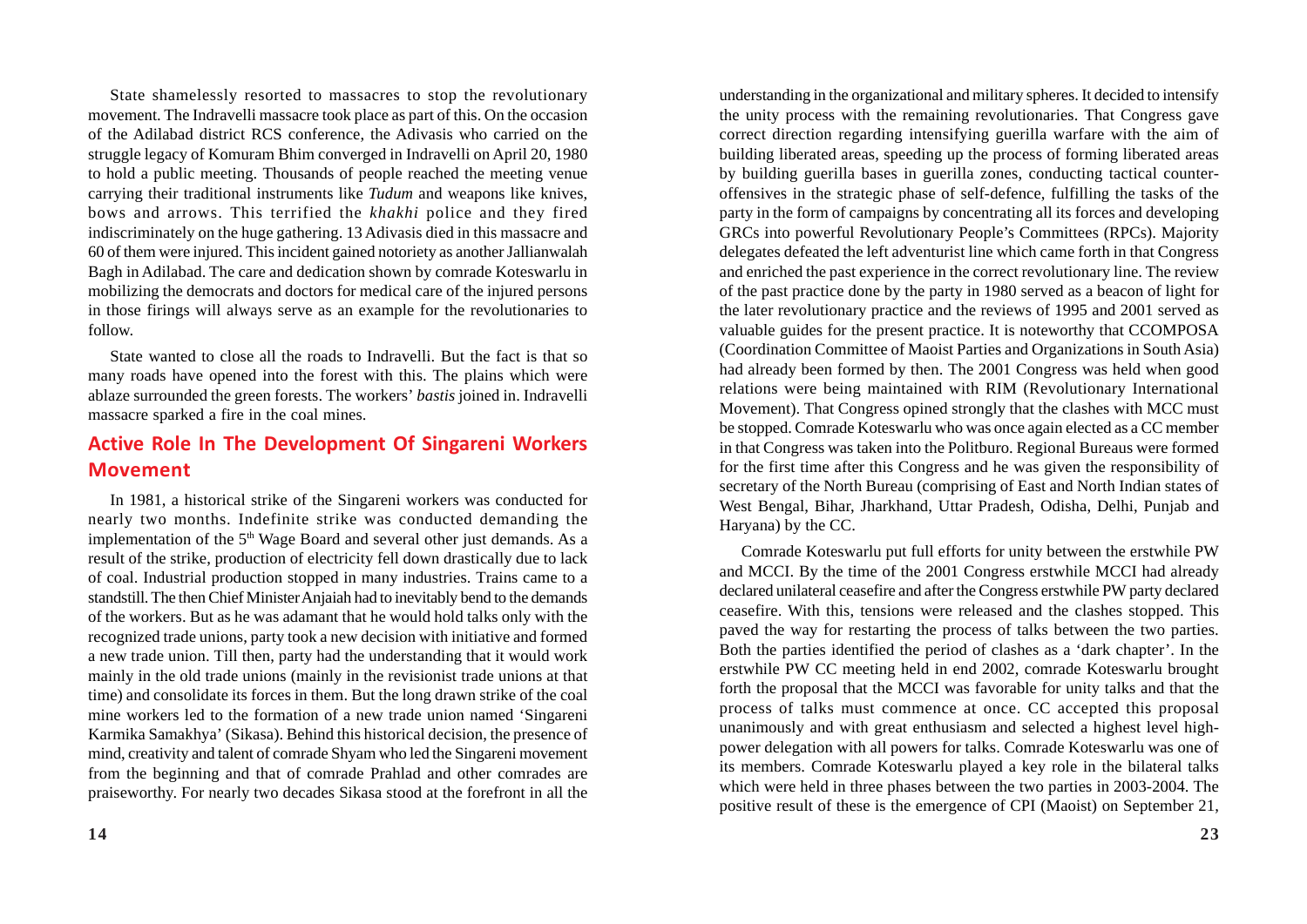State shamelessly resorted to massacres to stop the revolutionary movement. The Indravelli massacre took place as part of this. On the occasion of the Adilabad district RCS conference, the Adivasis who carried on the struggle legacy of Komuram Bhim converged in Indravelli on April 20, 1980 to hold a public meeting. Thousands of people reached the meeting venue carrying their traditional instruments like *Tudum* and weapons like knives, bows and arrows. This terrified the *khakhi* police and they fired indiscriminately on the huge gathering. 13 Adivasis died in this massacre and 60 of them were injured. This incident gained notoriety as another Jallianwalah Bagh in Adilabad. The care and dedication shown by comrade Koteswarlu in mobilizing the democrats and doctors for medical care of the injured persons in those firings will always serve as an example for the revolutionaries to follow.

State wanted to close all the roads to Indravelli. But the fact is that so many roads have opened into the forest with this. The plains which were ablaze surrounded the green forests. The workers' *bastis* joined in. Indravelli massacre sparked a fire in the coal mines.

## Active Role In The Development Of Singareni Workers Movement

In 1981, a historical strike of the Singareni workers was conducted for nearly two months. Indefinite strike was conducted demanding the implementation of the 5th Wage Board and several other just demands. As a result of the strike, production of electricity fell down drastically due to lack of coal. Industrial production stopped in many industries. Trains came to a standstill. The then Chief Minister Anjaiah had to inevitably bend to the demands of the workers. But as he was adamant that he would hold talks only with the recognized trade unions, party took a new decision with initiative and formed a new trade union. Till then, party had the understanding that it would work mainly in the old trade unions (mainly in the revisionist trade unions at that time) and consolidate its forces in them. But the long drawn strike of the coal mine workers led to the formation of a new trade union named 'Singareni Karmika Samakhya' (Sikasa). Behind this historical decision, the presence of mind, creativity and talent of comrade Shyam who led the Singareni movement from the beginning and that of comrade Prahlad and other comrades are praiseworthy. For nearly two decades Sikasa stood at the forefront in all the

understanding in the organizational and military spheres. It decided to intensify the unity process with the remaining revolutionaries. That Congress gave correct direction regarding intensifying guerilla warfare with the aim of building liberated areas, speeding up the process of forming liberated areas by building guerilla bases in guerilla zones, conducting tactical counter-offensives in the strategic phase of self-defence, fulfilling the tasks of the party in the form of campaigns by concentrating all its forces and developing GRCs into powerful Revolutionary People's Committees (RPCs). Majority delegates defeated the left adventurist line which came forth in that Congress and enriched the past experience in the correct revolutionary line. The review of the past practice done by the party in 1980 served as a beacon of light for the later revolutionary practice and the reviews of 1995 and 2001 served as valuable guides for the present practice. It is noteworthy that CCOMPOSA (Coordination Committee of Maoist Parties and Organizations in South Asia) had already been formed by then. The 2001 Congress was held when good relations were being maintained with RIM (Revolutionary International Movement). That Congress opined strongly that the clashes with MCC must be stopped. Comrade Koteswarlu who was once again elected as a CC member in that Congress was taken into the Politburo. Regional Bureaus were formed for the first time after this Congress and he was given the responsibility of secretary of the North Bureau (comprising of East and North Indian states of West Bengal, Bihar, Jharkhand, Uttar Pradesh, Odisha, Delhi, Punjab and Haryana) by the CC.

Comrade Koteswarlu put full efforts for unity between the erstwhile PW and MCCI. By the time of the 2001 Congress erstwhile MCCI had already declared unilateral ceasefire and after the Congress erstwhile PW party declared ceasefire. With this, tensions were released and the clashes stopped. This paved the way for restarting the process of talks between the two parties. Both the parties identified the period of clashes as a 'dark chapter'. In the erstwhile PW CC meeting held in end 2002, comrade Koteswarlu brought forth the proposal that the MCCI was favorable for unity talks and that the process of talks must commence at once. CC accepted this proposal unanimously and with great enthusiasm and selected a highest level high-power delegation with all powers for talks. Comrade Koteswarlu was one of its members. Comrade Koteswarlu played a key role in the bilateral talks which were held in three phases between the two parties in 2003-2004. The positive result of these is the emergence of CPI (Maoist) on September 21,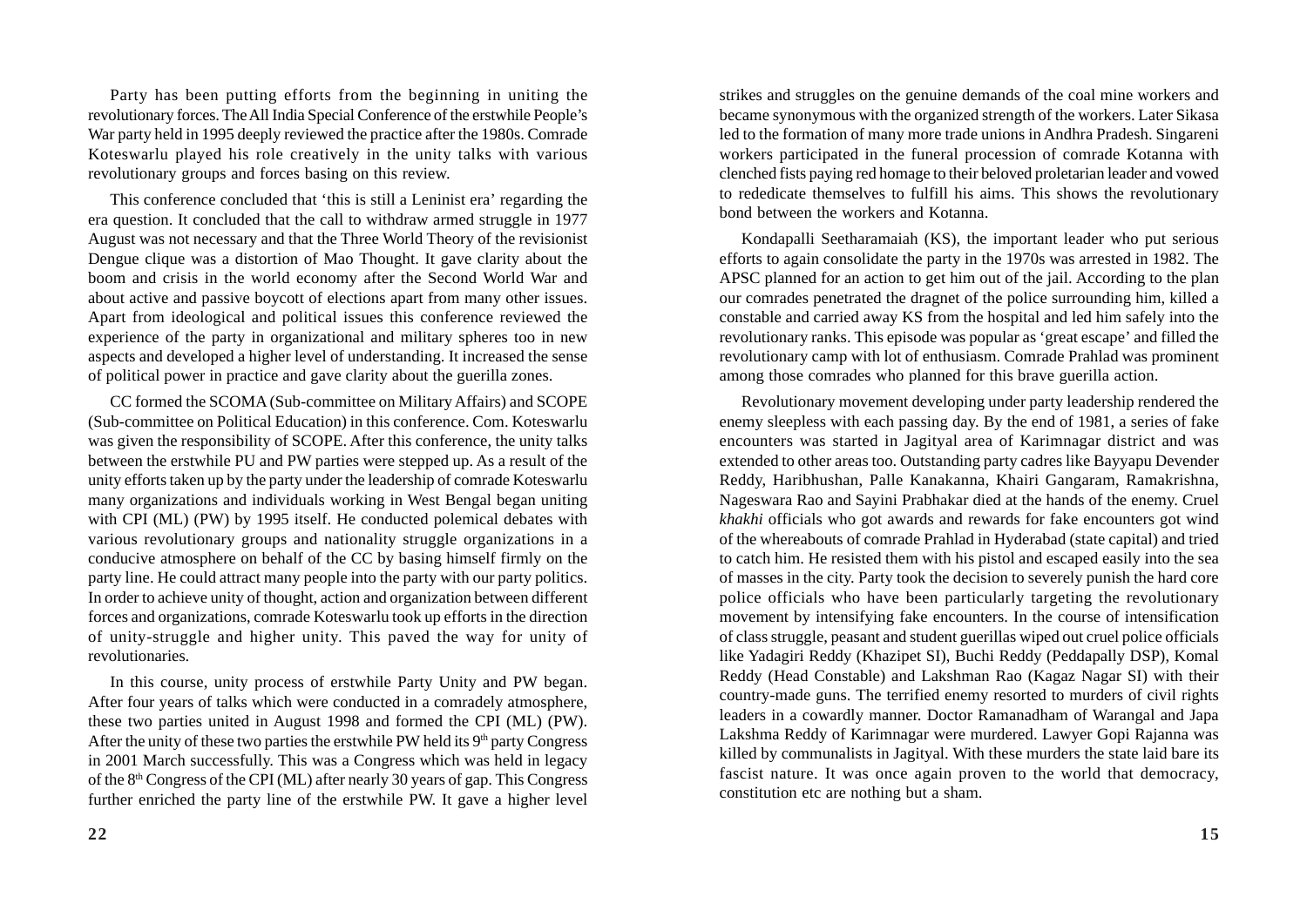Party has been putting efforts from the beginning in uniting the revolutionary forces. The All India Special Conference of the erstwhile People's War party held in 1995 deeply reviewed the practice after the 1980s. Comrade Koteswarlu played his role creatively in the unity talks with various revolutionary groups and forces basing on this review.

This conference concluded that 'this is still a Leninist era' regarding the era question. It concluded that the call to withdraw armed struggle in 1977 August was not necessary and that the Three World Theory of the revisionist Dengue clique was a distortion of Mao Thought. It gave clarity about the boom and crisis in the world economy after the Second World War and about active and passive boycott of elections apart from many other issues. Apart from ideological and political issues this conference reviewed the experience of the party in organizational and military spheres too in new aspects and developed a higher level of understanding. It increased the sense of political power in practice and gave clarity about the guerilla zones.

CC formed the SCOMA (Sub-committee on Military Affairs) and SCOPE (Sub-committee on Political Education) in this conference. Com. Koteswarlu was given the responsibility of SCOPE. After this conference, the unity talks between the erstwhile PU and PW parties were stepped up. As a result of the unity efforts taken up by the party under the leadership of comrade Koteswarlu many organizations and individuals working in West Bengal began uniting with CPI (ML) (PW) by 1995 itself. He conducted polemical debates with various revolutionary groups and nationality struggle organizations in a conducive atmosphere on behalf of the CC by basing himself firmly on the party line. He could attract many people into the party with our party politics. In order to achieve unity of thought, action and organization between different forces and organizations, comrade Koteswarlu took up efforts in the direction of unity-struggle and higher unity. This paved the way for unity of revolutionaries.

In this course, unity process of erstwhile Party Unity and PW began. After four years of talks which were conducted in a comradely atmosphere, these two parties united in August 1998 and formed the CPI (ML) (PW). After the unity of these two parties the erstwhile PW held its 9th party Congress in 2001 March successfully. This was a Congress which was held in legacy of the 8th Congress of the CPI (ML) after nearly 30 years of gap. This Congress further enriched the party line of the erstwhile PW. It gave a higher level

strikes and struggles on the genuine demands of the coal mine workers and became synonymous with the organized strength of the workers. Later Sikasa led to the formation of many more trade unions in Andhra Pradesh. Singareni workers participated in the funeral procession of comrade Kotanna with clenched fists paying red homage to their beloved proletarian leader and vowed to rededicate themselves to fulfill his aims. This shows the revolutionary bond between the workers and Kotanna.

Kondapalli Seetharamaiah (KS), the important leader who put serious efforts to again consolidate the party in the 1970s was arrested in 1982. The APSC planned for an action to get him out of the jail. According to the plan our comrades penetrated the dragnet of the police surrounding him, killed a constable and carried away KS from the hospital and led him safely into the revolutionary ranks. This episode was popular as 'great escape' and filled the revolutionary camp with lot of enthusiasm. Comrade Prahlad was prominent among those comrades who planned for this brave guerilla action.

Revolutionary movement developing under party leadership rendered the enemy sleepless with each passing day. By the end of 1981, a series of fake encounters was started in Jagityal area of Karimnagar district and was extended to other areas too. Outstanding party cadres like Bayyapu Devender Reddy, Haribhushan, Palle Kanakanna, Khairi Gangaram, Ramakrishna, Nageswara Rao and Sayini Prabhakar died at the hands of the enemy. Cruel *khakhi* officials who got awards and rewards for fake encounters got wind of the whereabouts of comrade Prahlad in Hyderabad (state capital) and tried to catch him. He resisted them with his pistol and escaped easily into the sea of masses in the city. Party took the decision to severely punish the hard core police officials who have been particularly targeting the revolutionary movement by intensifying fake encounters. In the course of intensification of class struggle, peasant and student guerillas wiped out cruel police officials like Yadagiri Reddy (Khazipet SI), Buchi Reddy (Peddapally DSP), Komal Reddy (Head Constable) and Lakshman Rao (Kagaz Nagar SI) with their country-made guns. The terrified enemy resorted to murders of civil rights leaders in a cowardly manner. Doctor Ramanadham of Warangal and Japa Lakshma Reddy of Karimnagar were murdered. Lawyer Gopi Rajanna was killed by communalists in Jagityal. With these murders the state laid bare its fascist nature. It was once again proven to the world that democracy, constitution etc are nothing but a sham.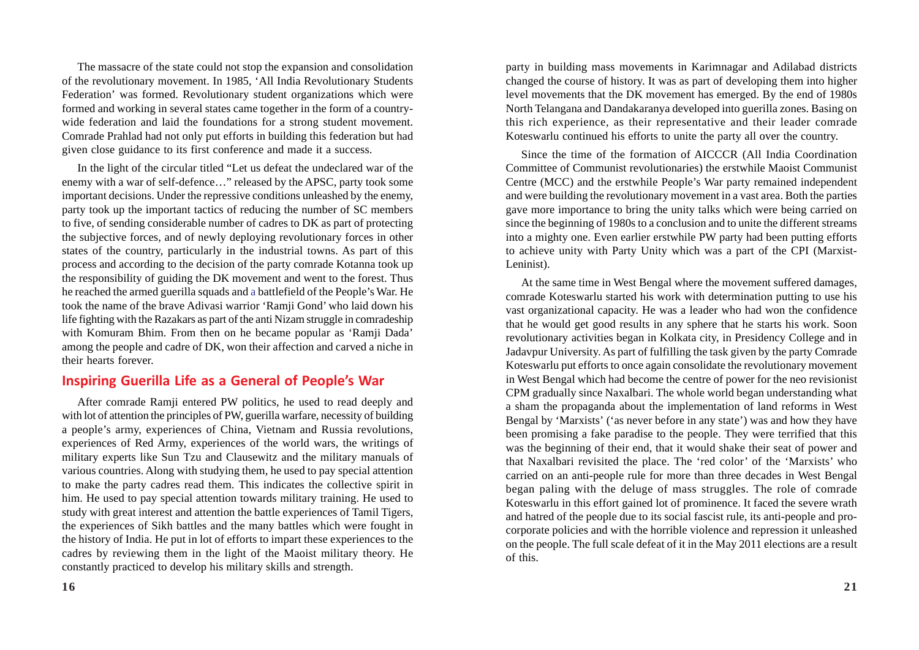The massacre of the state could not stop the expansion and consolidation of the revolutionary movement. In 1985, 'All India Revolutionary Students Federation' was formed. Revolutionary student organizations which were formed and working in several states came together in the form of a country-wide federation and laid the foundations for a strong student movement. Comrade Prahlad had not only put efforts in building this federation but had given close guidance to its first conference and made it a success.

In the light of the circular titled "Let us defeat the undeclared war of the enemy with a war of self-defence…" released by the APSC, party took some important decisions. Under the repressive conditions unleashed by the enemy, party took up the important tactics of reducing the number of SC members to five, of sending considerable number of cadres to DK as part of protecting the subjective forces, and of newly deploying revolutionary forces in other states of the country, particularly in the industrial towns. As part of this process and according to the decision of the party comrade Kotanna took up the responsibility of guiding the DK movement and went to the forest. Thus he reached the armed guerilla squads and a battlefield of the People's War. He took the name of the brave Adivasi warrior 'Ramji Gond' who laid down his life fighting with the Razakars as part of the anti Nizam struggle in comradeship with Komuram Bhim. From then on he became popular as 'Ramji Dada' among the people and cadre of DK, won their affection and carved a niche in their hearts forever.

## Inspiring Guerilla Life as a General of People's War

After comrade Ramji entered PW politics, he used to read deeply and with lot of attention the principles of PW, guerilla warfare, necessity of building a people's army, experiences of China, Vietnam and Russia revolutions, experiences of Red Army, experiences of the world wars, the writings of military experts like Sun Tzu and Clausewitz and the military manuals of various countries. Along with studying them, he used to pay special attention to make the party cadres read them. This indicates the collective spirit in him. He used to pay special attention towards military training. He used to study with great interest and attention the battle experiences of Tamil Tigers, the experiences of Sikh battles and the many battles which were fought in the history of India. He put in lot of efforts to impart these experiences to the cadres by reviewing them in the light of the Maoist military theory. He constantly practiced to develop his military skills and strength.

party in building mass movements in Karimnagar and Adilabad districts changed the course of history. It was as part of developing them into higher level movements that the DK movement has emerged. By the end of 1980s North Telangana and Dandakaranya developed into guerilla zones. Basing on this rich experience, as their representative and their leader comrade Koteswarlu continued his efforts to unite the party all over the country.

Since the time of the formation of AICCCR (All India Coordination Committee of Communist revolutionaries) the erstwhile Maoist Communist Centre (MCC) and the erstwhile People's War party remained independent and were building the revolutionary movement in a vast area. Both the parties gave more importance to bring the unity talks which were being carried on since the beginning of 1980s to a conclusion and to unite the different streams into a mighty one. Even earlier erstwhile PW party had been putting efforts to achieve unity with Party Unity which was a part of the CPI (Marxist-Leninist).

At the same time in West Bengal where the movement suffered damages, comrade Koteswarlu started his work with determination putting to use his vast organizational capacity. He was a leader who had won the confidence that he would get good results in any sphere that he starts his work. Soon revolutionary activities began in Kolkata city, in Presidency College and in Jadavpur University. As part of fulfilling the task given by the party Comrade Koteswarlu put efforts to once again consolidate the revolutionary movement in West Bengal which had become the centre of power for the neo revisionist CPM gradually since Naxalbari. The whole world began understanding what a sham the propaganda about the implementation of land reforms in West Bengal by 'Marxists' ('as never before in any state') was and how they have been promising a fake paradise to the people. They were terrified that this was the beginning of their end, that it would shake their seat of power and that Naxalbari revisited the place. The 'red color' of the 'Marxists' who carried on an anti-people rule for more than three decades in West Bengal began paling with the deluge of mass struggles. The role of comrade Koteswarlu in this effort gained lot of prominence. It faced the severe wrath and hatred of the people due to its social fascist rule, its anti-people and pro-corporate policies and with the horrible violence and repression it unleashed on the people. The full scale defeat of it in the May 2011 elections are a result of this.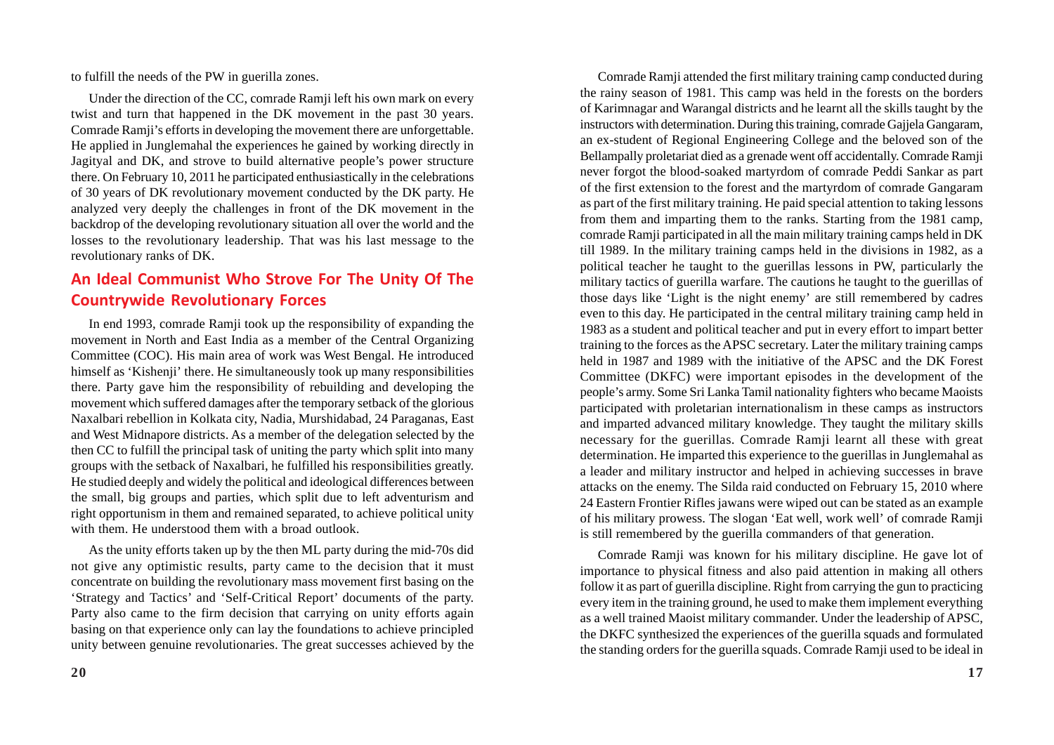to fulfill the needs of the PW in guerilla zones.

Under the direction of the CC, comrade Ramji left his own mark on every twist and turn that happened in the DK movement in the past 30 years. Comrade Ramji's efforts in developing the movement there are unforgettable. He applied in Junglemahal the experiences he gained by working directly in Jagityal and DK, and strove to build alternative people's power structure there. On February 10, 2011 he participated enthusiastically in the celebrations of 30 years of DK revolutionary movement conducted by the DK party. He analyzed very deeply the challenges in front of the DK movement in the backdrop of the developing revolutionary situation all over the world and the losses to the revolutionary leadership. That was his last message to the revolutionary ranks of DK.

## An Ideal Communist Who Strove For The Unity Of The Countrywide Revolutionary Forces

In end 1993, comrade Ramji took up the responsibility of expanding the movement in North and East India as a member of the Central Organizing Committee (COC). His main area of work was West Bengal. He introduced himself as 'Kishenji' there. He simultaneously took up many responsibilities there. Party gave him the responsibility of rebuilding and developing the movement which suffered damages after the temporary setback of the glorious Naxalbari rebellion in Kolkata city, Nadia, Murshidabad, 24 Paraganas, East and West Midnapore districts. As a member of the delegation selected by the then CC to fulfill the principal task of uniting the party which split into many groups with the setback of Naxalbari, he fulfilled his responsibilities greatly. He studied deeply and widely the political and ideological differences between the small, big groups and parties, which split due to left adventurism and right opportunism in them and remained separated, to achieve political unity with them. He understood them with a broad outlook.

As the unity efforts taken up by the then ML party during the mid-70s did not give any optimistic results, party came to the decision that it must concentrate on building the revolutionary mass movement first basing on the 'Strategy and Tactics' and 'Self-Critical Report' documents of the party. Party also came to the firm decision that carrying on unity efforts again basing on that experience only can lay the foundations to achieve principled unity between genuine revolutionaries. The great successes achieved by the

Comrade Ramji attended the first military training camp conducted during the rainy season of 1981. This camp was held in the forests on the borders of Karimnagar and Warangal districts and he learnt all the skills taught by the instructors with determination. During this training, comrade Gajjela Gangaram, an ex-student of Regional Engineering College and the beloved son of the Bellampally proletariat died as a grenade went off accidentally. Comrade Ramji never forgot the blood-soaked martyrdom of comrade Peddi Sankar as part of the first extension to the forest and the martyrdom of comrade Gangaram as part of the first military training. He paid special attention to taking lessons from them and imparting them to the ranks. Starting from the 1981 camp, comrade Ramji participated in all the main military training camps held in DK till 1989. In the military training camps held in the divisions in 1982, as a political teacher he taught to the guerillas lessons in PW, particularly the military tactics of guerilla warfare. The cautions he taught to the guerillas of those days like 'Light is the night enemy' are still remembered by cadres even to this day. He participated in the central military training camp held in 1983 as a student and political teacher and put in every effort to impart better training to the forces as the APSC secretary. Later the military training camps held in 1987 and 1989 with the initiative of the APSC and the DK Forest Committee (DKFC) were important episodes in the development of the people's army. Some Sri Lanka Tamil nationality fighters who became Maoists participated with proletarian internationalism in these camps as instructors and imparted advanced military knowledge. They taught the military skills necessary for the guerillas. Comrade Ramji learnt all these with great determination. He imparted this experience to the guerillas in Junglemahal as a leader and military instructor and helped in achieving successes in brave attacks on the enemy. The Silda raid conducted on February 15, 2010 where 24 Eastern Frontier Rifles jawans were wiped out can be stated as an example of his military prowess. The slogan 'Eat well, work well' of comrade Ramji is still remembered by the guerilla commanders of that generation.

Comrade Ramji was known for his military discipline. He gave lot of importance to physical fitness and also paid attention in making all others follow it as part of guerilla discipline. Right from carrying the gun to practicing every item in the training ground, he used to make them implement everything as a well trained Maoist military commander. Under the leadership of APSC, the DKFC synthesized the experiences of the guerilla squads and formulated the standing orders for the guerilla squads. Comrade Ramji used to be ideal in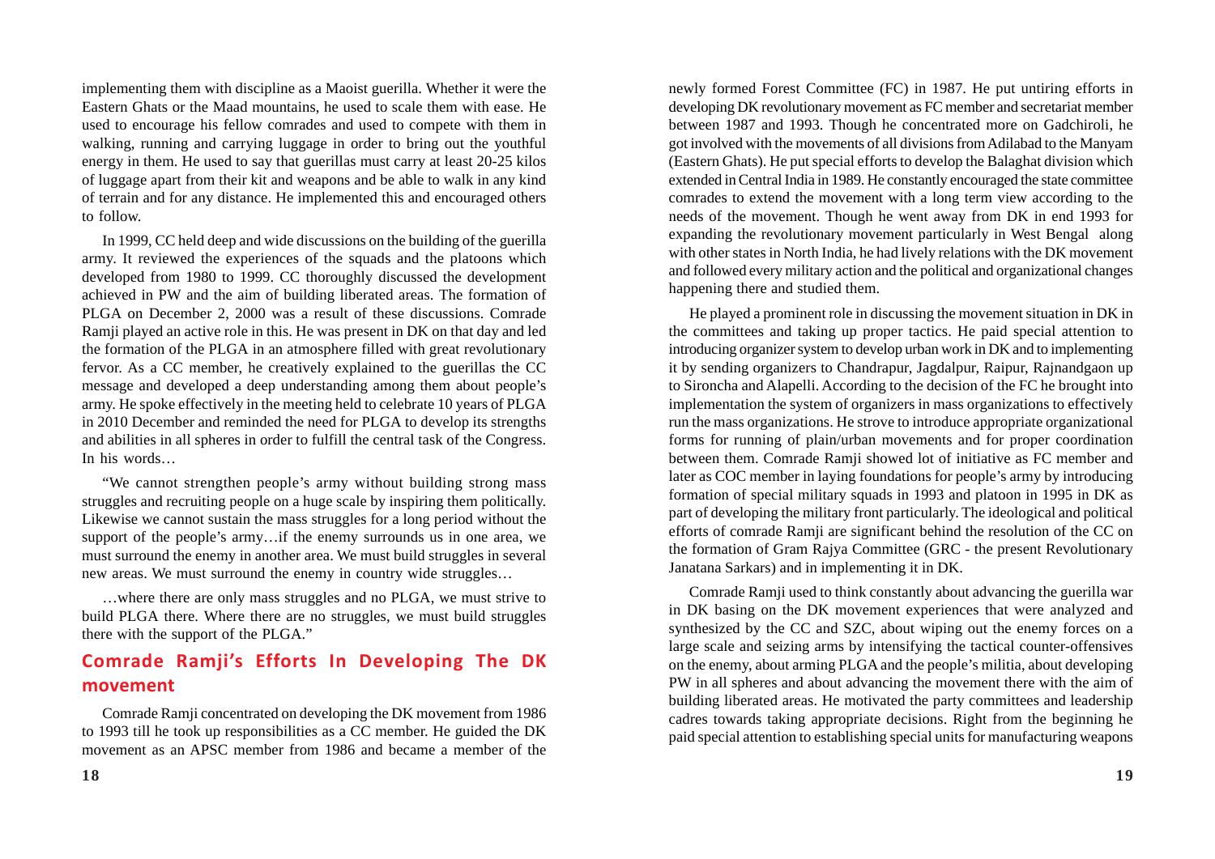implementing them with discipline as a Maoist guerilla. Whether it were the Eastern Ghats or the Maad mountains, he used to scale them with ease. He used to encourage his fellow comrades and used to compete with them in walking, running and carrying luggage in order to bring out the youthful energy in them. He used to say that guerillas must carry at least 20-25 kilos of luggage apart from their kit and weapons and be able to walk in any kind of terrain and for any distance. He implemented this and encouraged others to follow.

In 1999, CC held deep and wide discussions on the building of the guerilla army. It reviewed the experiences of the squads and the platoons which developed from 1980 to 1999. CC thoroughly discussed the development achieved in PW and the aim of building liberated areas. The formation of PLGA on December 2, 2000 was a result of these discussions. Comrade Ramji played an active role in this. He was present in DK on that day and led the formation of the PLGA in an atmosphere filled with great revolutionary fervor. As a CC member, he creatively explained to the guerillas the CC message and developed a deep understanding among them about people's army. He spoke effectively in the meeting held to celebrate 10 years of PLGA in 2010 December and reminded the need for PLGA to develop its strengths and abilities in all spheres in order to fulfill the central task of the Congress. In his words…

"We cannot strengthen people's army without building strong mass struggles and recruiting people on a huge scale by inspiring them politically. Likewise we cannot sustain the mass struggles for a long period without the support of the people's army…if the enemy surrounds us in one area, we must surround the enemy in another area. We must build struggles in several new areas. We must surround the enemy in country wide struggles…

…where there are only mass struggles and no PLGA, we must strive to build PLGA there. Where there are no struggles, we must build struggles there with the support of the PLGA."

## Comrade Ramji's Efforts In Developing The DK movement

Comrade Ramji concentrated on developing the DK movement from 1986 to 1993 till he took up responsibilities as a CC member. He guided the DK movement as an APSC member from 1986 and became a member of the newly formed Forest Committee (FC) in 1987. He put untiring efforts in developing DK revolutionary movement as FC member and secretariat member between 1987 and 1993. Though he concentrated more on Gadchiroli, he got involved with the movements of all divisions from Adilabad to the Manyam (Eastern Ghats). He put special efforts to develop the Balaghat division which extended in Central India in 1989. He constantly encouraged the state committee comrades to extend the movement with a long term view according to the needs of the movement. Though he went away from DK in end 1993 for expanding the revolutionary movement particularly in West Bengal along with other states in North India, he had lively relations with the DK movement and followed every military action and the political and organizational changes happening there and studied them.

He played a prominent role in discussing the movement situation in DK in the committees and taking up proper tactics. He paid special attention to introducing organizer system to develop urban work in DK and to implementing it by sending organizers to Chandrapur, Jagdalpur, Raipur, Rajnandgaon up to Sironcha and Alapelli. According to the decision of the FC he brought into implementation the system of organizers in mass organizations to effectively run the mass organizations. He strove to introduce appropriate organizational forms for running of plain/urban movements and for proper coordination between them. Comrade Ramji showed lot of initiative as FC member and later as COC member in laying foundations for people's army by introducing formation of special military squads in 1993 and platoon in 1995 in DK as part of developing the military front particularly. The ideological and political efforts of comrade Ramji are significant behind the resolution of the CC on the formation of Gram Rajya Committee (GRC - the present Revolutionary Janatana Sarkars) and in implementing it in DK.

Comrade Ramji used to think constantly about advancing the guerilla war in DK basing on the DK movement experiences that were analyzed and synthesized by the CC and SZC, about wiping out the enemy forces on a large scale and seizing arms by intensifying the tactical counter-offensives on the enemy, about arming PLGA and the people's militia, about developing PW in all spheres and about advancing the movement there with the aim of building liberated areas. He motivated the party committees and leadership cadres towards taking appropriate decisions. Right from the beginning he paid special attention to establishing special units for manufacturing weapons